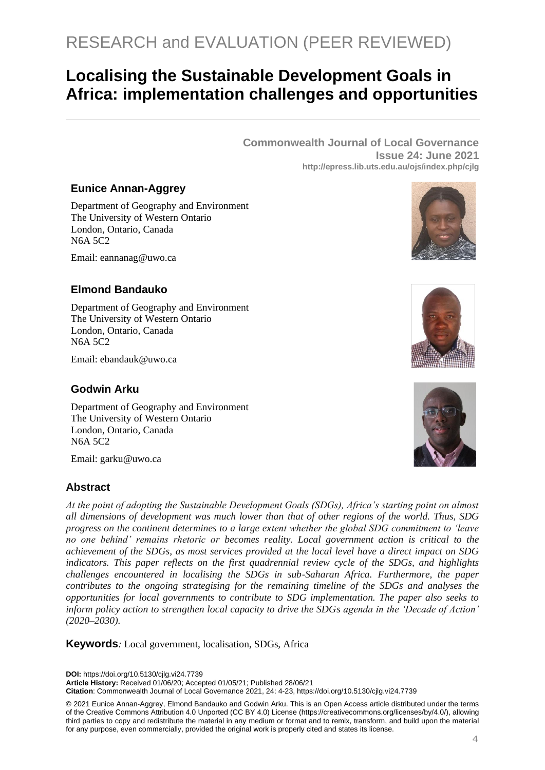RESEARCH and EVALUATION (PEER REVIEWED)

# Localising the Sustainable Development Goals in Africa: implementation challenges and opportunities

**Commonwealth Journal of Local Governance**
**Issue 24: June 2021**
**http://epress.lib.uts.edu.au/ojs/index.php/cjlg**

### Eunice Annan-Aggrey

Department of Geography and Environment
The University of Western Ontario
London, Ontario, Canada
N6A 5C2

Email: eannanag@uwo.ca

### Elmond Bandauko

Department of Geography and Environment
The University of Western Ontario
London, Ontario, Canada
N6A 5C2

Email: ebandauk@uwo.ca

### Godwin Arku

Department of Geography and Environment
The University of Western Ontario
London, Ontario, Canada
N6A 5C2

Email: garku@uwo.ca

## Abstract

*At the point of adopting the Sustainable Development Goals (SDGs), Africa's starting point on almost all dimensions of development was much lower than that of other regions of the world. Thus, SDG progress on the continent determines to a large extent whether the global SDG commitment to 'leave no one behind' remains rhetoric or becomes reality. Local government action is critical to the achievement of the SDGs, as most services provided at the local level have a direct impact on SDG indicators. This paper reflects on the first quadrennial review cycle of the SDGs, and highlights challenges encountered in localising the SDGs in sub-Saharan Africa. Furthermore, the paper contributes to the ongoing strategising for the remaining timeline of the SDGs and analyses the opportunities for local governments to contribute to SDG implementation. The paper also seeks to inform policy action to strengthen local capacity to drive the SDGs agenda in the 'Decade of Action' (2020–2030).*

**Keywords***:* Local government, localisation, SDGs, Africa

**DOI:** https://doi.org/10.5130/cjlg.vi24.7739
**Article History:** Received 01/06/20; Accepted 01/05/21; Published 28/06/21
**Citation**: Commonwealth Journal of Local Governance 2021, 24: 4-23, https://doi.org/10.5130/cjlg.vi24.7739

© 2021 Eunice Annan-Aggrey, Elmond Bandauko and Godwin Arku. This is an Open Access article distributed under the terms of the Creative Commons Attribution 4.0 Unported (CC BY 4.0) License (https://creativecommons.org/licenses/by/4.0/), allowing third parties to copy and redistribute the material in any medium or format and to remix, transform, and build upon the material for any purpose, even commercially, provided the original work is properly cited and states its license.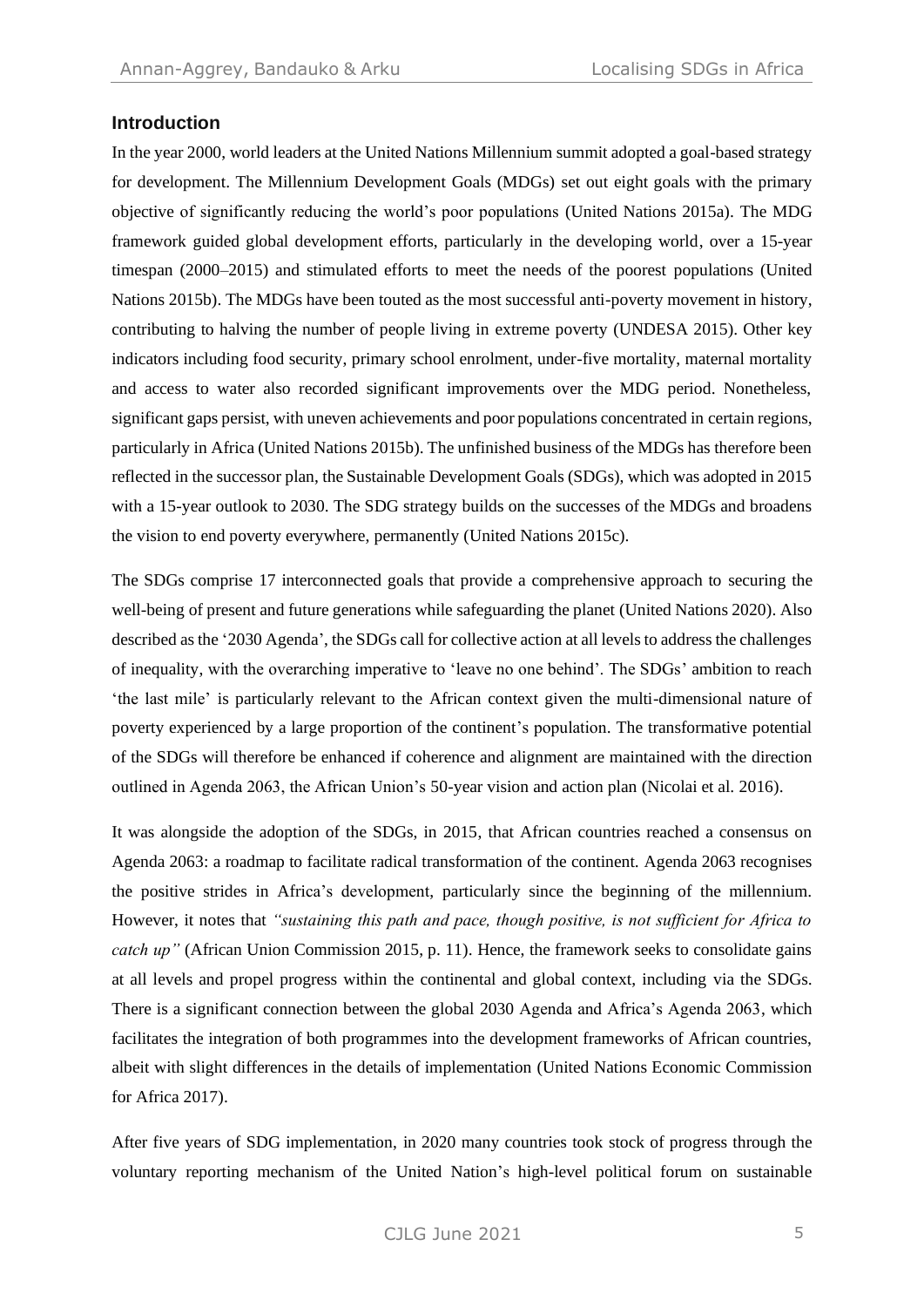## Introduction

In the year 2000, world leaders at the United Nations Millennium summit adopted a goal-based strategy for development. The Millennium Development Goals (MDGs) set out eight goals with the primary objective of significantly reducing the world's poor populations (United Nations 2015a). The MDG framework guided global development efforts, particularly in the developing world, over a 15-year timespan (2000–2015) and stimulated efforts to meet the needs of the poorest populations (United Nations 2015b). The MDGs have been touted as the most successful anti-poverty movement in history, contributing to halving the number of people living in extreme poverty (UNDESA 2015). Other key indicators including food security, primary school enrolment, under-five mortality, maternal mortality and access to water also recorded significant improvements over the MDG period. Nonetheless, significant gaps persist, with uneven achievements and poor populations concentrated in certain regions, particularly in Africa (United Nations 2015b). The unfinished business of the MDGs has therefore been reflected in the successor plan, the Sustainable Development Goals (SDGs), which was adopted in 2015 with a 15-year outlook to 2030. The SDG strategy builds on the successes of the MDGs and broadens the vision to end poverty everywhere, permanently (United Nations 2015c).

The SDGs comprise 17 interconnected goals that provide a comprehensive approach to securing the well-being of present and future generations while safeguarding the planet (United Nations 2020). Also described as the '2030 Agenda', the SDGs call for collective action at all levels to address the challenges of inequality, with the overarching imperative to 'leave no one behind'. The SDGs' ambition to reach 'the last mile' is particularly relevant to the African context given the multi-dimensional nature of poverty experienced by a large proportion of the continent's population. The transformative potential of the SDGs will therefore be enhanced if coherence and alignment are maintained with the direction outlined in Agenda 2063, the African Union's 50-year vision and action plan (Nicolai et al. 2016).

It was alongside the adoption of the SDGs, in 2015, that African countries reached a consensus on Agenda 2063: a roadmap to facilitate radical transformation of the continent. Agenda 2063 recognises the positive strides in Africa's development, particularly since the beginning of the millennium. However, it notes that *"sustaining this path and pace, though positive, is not sufficient for Africa to catch up"* (African Union Commission 2015, p. 11). Hence, the framework seeks to consolidate gains at all levels and propel progress within the continental and global context, including via the SDGs. There is a significant connection between the global 2030 Agenda and Africa's Agenda 2063, which facilitates the integration of both programmes into the development frameworks of African countries, albeit with slight differences in the details of implementation (United Nations Economic Commission for Africa 2017).

After five years of SDG implementation, in 2020 many countries took stock of progress through the voluntary reporting mechanism of the United Nation's high-level political forum on sustainable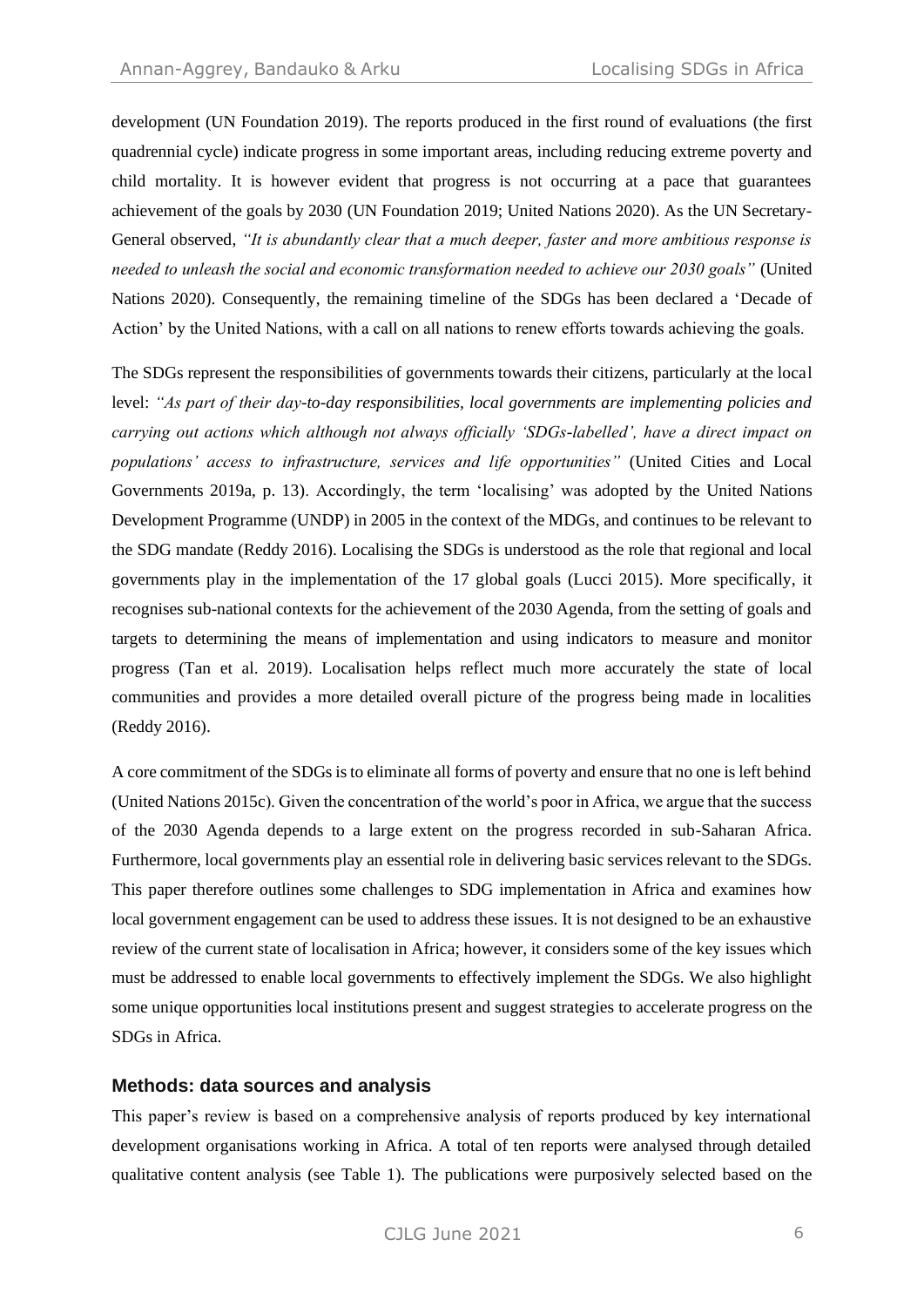development (UN Foundation 2019). The reports produced in the first round of evaluations (the first quadrennial cycle) indicate progress in some important areas, including reducing extreme poverty and child mortality. It is however evident that progress is not occurring at a pace that guarantees achievement of the goals by 2030 (UN Foundation 2019; United Nations 2020). As the UN Secretary-General observed, *"It is abundantly clear that a much deeper, faster and more ambitious response is needed to unleash the social and economic transformation needed to achieve our 2030 goals"* (United Nations 2020). Consequently, the remaining timeline of the SDGs has been declared a 'Decade of Action' by the United Nations, with a call on all nations to renew efforts towards achieving the goals.

The SDGs represent the responsibilities of governments towards their citizens, particularly at the local level: *"As part of their day-to-day responsibilities, local governments are implementing policies and carrying out actions which although not always officially 'SDGs-labelled', have a direct impact on populations' access to infrastructure, services and life opportunities"* (United Cities and Local Governments 2019a, p. 13). Accordingly, the term 'localising' was adopted by the United Nations Development Programme (UNDP) in 2005 in the context of the MDGs, and continues to be relevant to the SDG mandate (Reddy 2016). Localising the SDGs is understood as the role that regional and local governments play in the implementation of the 17 global goals (Lucci 2015). More specifically, it recognises sub-national contexts for the achievement of the 2030 Agenda, from the setting of goals and targets to determining the means of implementation and using indicators to measure and monitor progress (Tan et al. 2019). Localisation helps reflect much more accurately the state of local communities and provides a more detailed overall picture of the progress being made in localities (Reddy 2016).

A core commitment of the SDGs is to eliminate all forms of poverty and ensure that no one is left behind (United Nations 2015c). Given the concentration of the world's poor in Africa, we argue that the success of the 2030 Agenda depends to a large extent on the progress recorded in sub-Saharan Africa. Furthermore, local governments play an essential role in delivering basic services relevant to the SDGs. This paper therefore outlines some challenges to SDG implementation in Africa and examines how local government engagement can be used to address these issues. It is not designed to be an exhaustive review of the current state of localisation in Africa; however, it considers some of the key issues which must be addressed to enable local governments to effectively implement the SDGs. We also highlight some unique opportunities local institutions present and suggest strategies to accelerate progress on the SDGs in Africa.

## Methods: data sources and analysis

This paper's review is based on a comprehensive analysis of reports produced by key international development organisations working in Africa. A total of ten reports were analysed through detailed qualitative content analysis (see Table 1). The publications were purposively selected based on the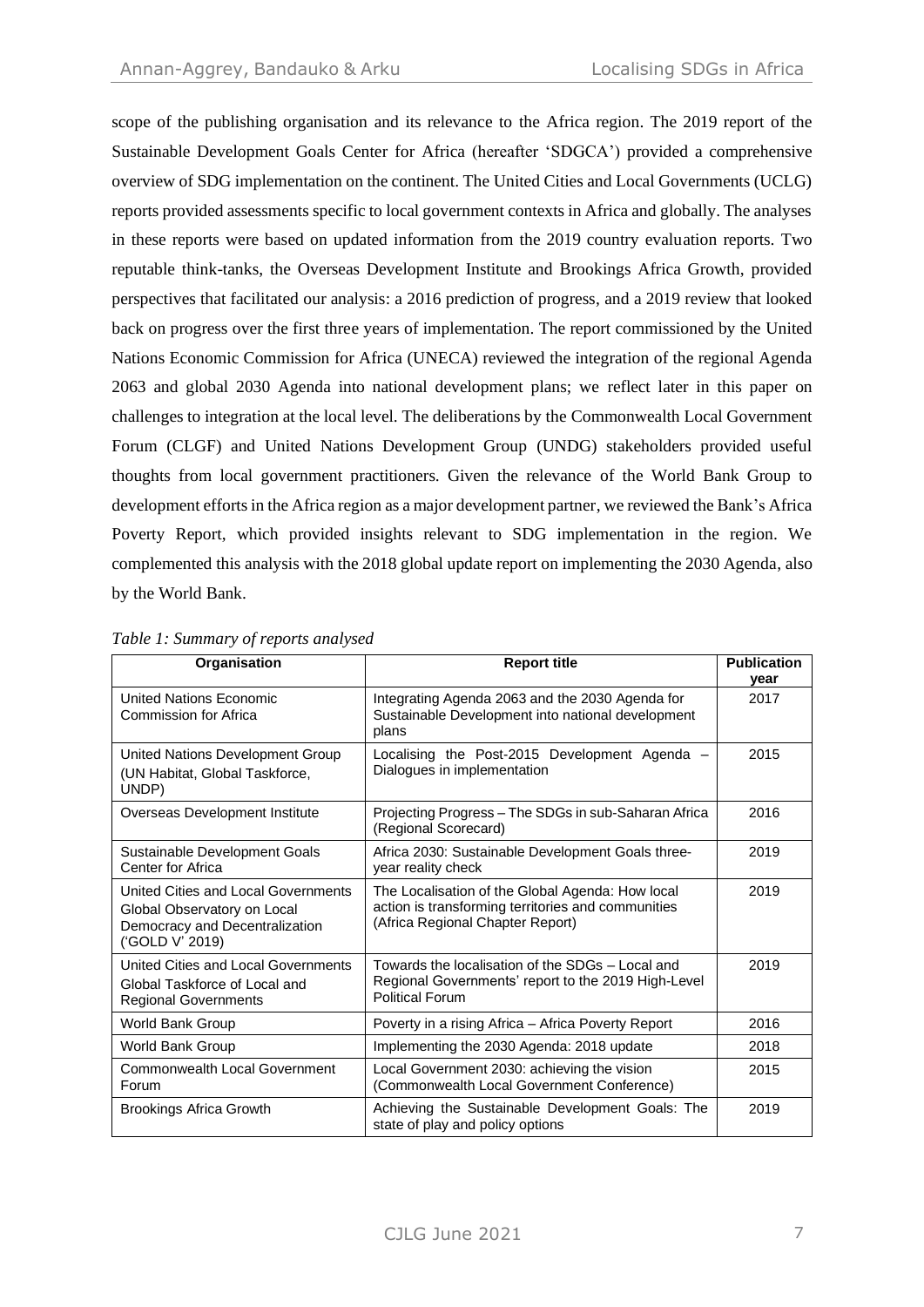scope of the publishing organisation and its relevance to the Africa region. The 2019 report of the Sustainable Development Goals Center for Africa (hereafter 'SDGCA') provided a comprehensive overview of SDG implementation on the continent. The United Cities and Local Governments (UCLG) reports provided assessments specific to local government contexts in Africa and globally. The analyses in these reports were based on updated information from the 2019 country evaluation reports. Two reputable think-tanks, the Overseas Development Institute and Brookings Africa Growth, provided perspectives that facilitated our analysis: a 2016 prediction of progress, and a 2019 review that looked back on progress over the first three years of implementation. The report commissioned by the United Nations Economic Commission for Africa (UNECA) reviewed the integration of the regional Agenda 2063 and global 2030 Agenda into national development plans; we reflect later in this paper on challenges to integration at the local level. The deliberations by the Commonwealth Local Government Forum (CLGF) and United Nations Development Group (UNDG) stakeholders provided useful thoughts from local government practitioners. Given the relevance of the World Bank Group to development efforts in the Africa region as a major development partner, we reviewed the Bank's Africa Poverty Report, which provided insights relevant to SDG implementation in the region. We complemented this analysis with the 2018 global update report on implementing the 2030 Agenda, also by the World Bank.

*Table 1: Summary of reports analysed*

| Organisation | Report title | Publication year |
|---|---|---|
| United Nations Economic Commission for Africa | Integrating Agenda 2063 and the 2030 Agenda for Sustainable Development into national development plans | 2017 |
| United Nations Development Group (UN Habitat, Global Taskforce, UNDP) | Localising the Post-2015 Development Agenda – Dialogues in implementation | 2015 |
| Overseas Development Institute | Projecting Progress – The SDGs in sub-Saharan Africa (Regional Scorecard) | 2016 |
| Sustainable Development Goals Center for Africa | Africa 2030: Sustainable Development Goals three-year reality check | 2019 |
| United Cities and Local Governments Global Observatory on Local Democracy and Decentralization ('GOLD V' 2019) | The Localisation of the Global Agenda: How local action is transforming territories and communities (Africa Regional Chapter Report) | 2019 |
| United Cities and Local Governments Global Taskforce of Local and Regional Governments | Towards the localisation of the SDGs – Local and Regional Governments' report to the 2019 High-Level Political Forum | 2019 |
| World Bank Group | Poverty in a rising Africa – Africa Poverty Report | 2016 |
| World Bank Group | Implementing the 2030 Agenda: 2018 update | 2018 |
| Commonwealth Local Government Forum | Local Government 2030: achieving the vision (Commonwealth Local Government Conference) | 2015 |
| Brookings Africa Growth | Achieving the Sustainable Development Goals: The state of play and policy options | 2019 |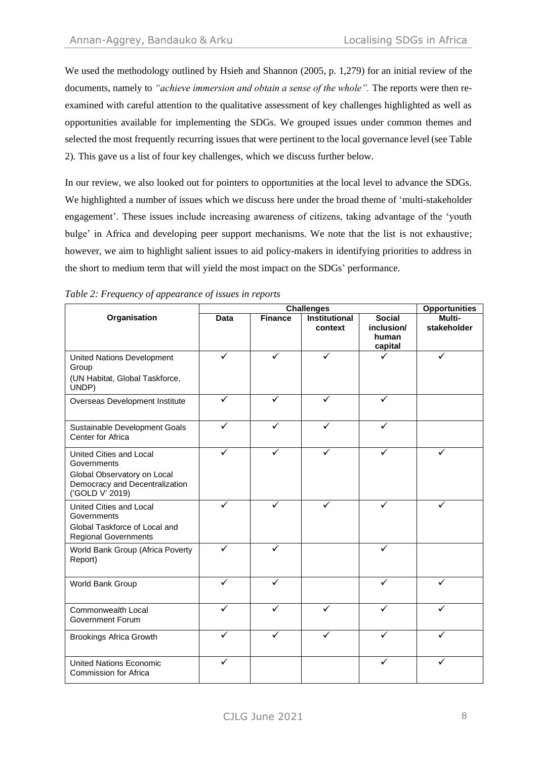We used the methodology outlined by Hsieh and Shannon (2005, p. 1,279) for an initial review of the documents, namely to *"achieve immersion and obtain a sense of the whole".* The reports were then re-examined with careful attention to the qualitative assessment of key challenges highlighted as well as opportunities available for implementing the SDGs. We grouped issues under common themes and selected the most frequently recurring issues that were pertinent to the local governance level (see Table 2). This gave us a list of four key challenges, which we discuss further below.

In our review, we also looked out for pointers to opportunities at the local level to advance the SDGs. We highlighted a number of issues which we discuss here under the broad theme of 'multi-stakeholder engagement'. These issues include increasing awareness of citizens, taking advantage of the 'youth bulge' in Africa and developing peer support mechanisms. We note that the list is not exhaustive; however, we aim to highlight salient issues to aid policy-makers in identifying priorities to address in the short to medium term that will yield the most impact on the SDGs' performance.

*Table 2: Frequency of appearance of issues in reports*

| Organisation | Challenges | | | | Opportunities |
|---|---|---|---|---|---|
| | Data | Finance | Institutional context | Social inclusion/ human capital | Multi-stakeholder |
| United Nations Development Group (UN Habitat, Global Taskforce, UNDP) | ✓ | ✓ | ✓ | ✓ | ✓ |
| Overseas Development Institute | ✓ | ✓ | ✓ | ✓ | |
| Sustainable Development Goals Center for Africa | ✓ | ✓ | ✓ | ✓ | |
| United Cities and Local Governments Global Observatory on Local Democracy and Decentralization ('GOLD V' 2019) | ✓ | ✓ | ✓ | ✓ | ✓ |
| United Cities and Local Governments Global Taskforce of Local and Regional Governments | ✓ | ✓ | ✓ | ✓ | ✓ |
| World Bank Group (Africa Poverty Report) | ✓ | ✓ | | ✓ | |
| World Bank Group | ✓ | ✓ | | ✓ | ✓ |
| Commonwealth Local Government Forum | ✓ | ✓ | ✓ | ✓ | ✓ |
| Brookings Africa Growth | ✓ | ✓ | ✓ | ✓ | ✓ |
| United Nations Economic Commission for Africa | ✓ | | | ✓ | ✓ |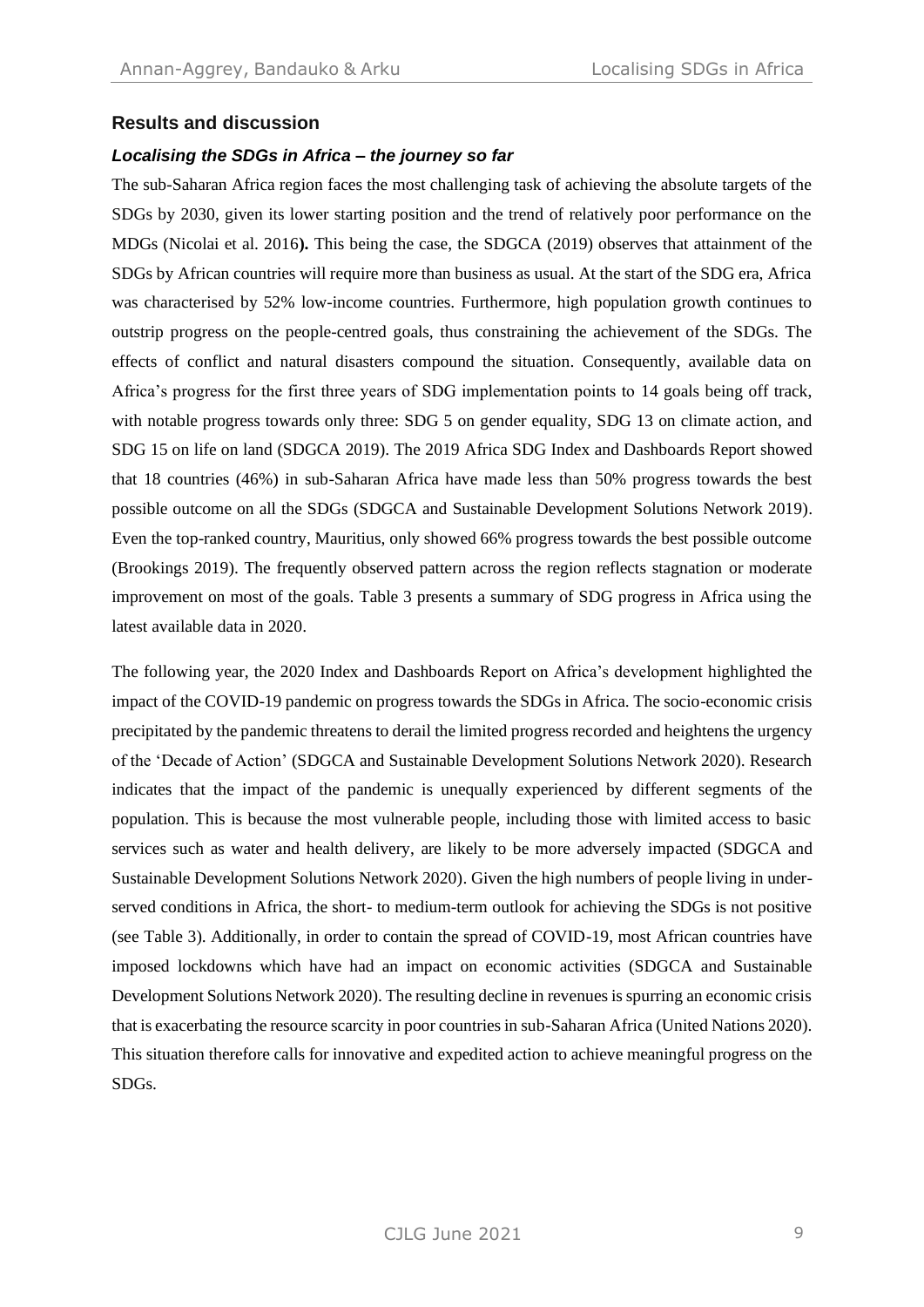## Results and discussion

### *Localising the SDGs in Africa – the journey so far*

The sub-Saharan Africa region faces the most challenging task of achieving the absolute targets of the SDGs by 2030, given its lower starting position and the trend of relatively poor performance on the MDGs (Nicolai et al. 2016**).** This being the case, the SDGCA (2019) observes that attainment of the SDGs by African countries will require more than business as usual. At the start of the SDG era, Africa was characterised by 52% low-income countries. Furthermore, high population growth continues to outstrip progress on the people-centred goals, thus constraining the achievement of the SDGs. The effects of conflict and natural disasters compound the situation. Consequently, available data on Africa's progress for the first three years of SDG implementation points to 14 goals being off track, with notable progress towards only three: SDG 5 on gender equality, SDG 13 on climate action, and SDG 15 on life on land (SDGCA 2019). The 2019 Africa SDG Index and Dashboards Report showed that 18 countries (46%) in sub-Saharan Africa have made less than 50% progress towards the best possible outcome on all the SDGs (SDGCA and Sustainable Development Solutions Network 2019). Even the top-ranked country, Mauritius, only showed 66% progress towards the best possible outcome (Brookings 2019). The frequently observed pattern across the region reflects stagnation or moderate improvement on most of the goals. Table 3 presents a summary of SDG progress in Africa using the latest available data in 2020.

The following year, the 2020 Index and Dashboards Report on Africa's development highlighted the impact of the COVID-19 pandemic on progress towards the SDGs in Africa. The socio-economic crisis precipitated by the pandemic threatens to derail the limited progress recorded and heightens the urgency of the 'Decade of Action' (SDGCA and Sustainable Development Solutions Network 2020). Research indicates that the impact of the pandemic is unequally experienced by different segments of the population. This is because the most vulnerable people, including those with limited access to basic services such as water and health delivery, are likely to be more adversely impacted (SDGCA and Sustainable Development Solutions Network 2020). Given the high numbers of people living in under-served conditions in Africa, the short- to medium-term outlook for achieving the SDGs is not positive (see Table 3). Additionally, in order to contain the spread of COVID-19, most African countries have imposed lockdowns which have had an impact on economic activities (SDGCA and Sustainable Development Solutions Network 2020). The resulting decline in revenues is spurring an economic crisis that is exacerbating the resource scarcity in poor countries in sub-Saharan Africa (United Nations 2020). This situation therefore calls for innovative and expedited action to achieve meaningful progress on the SDGs.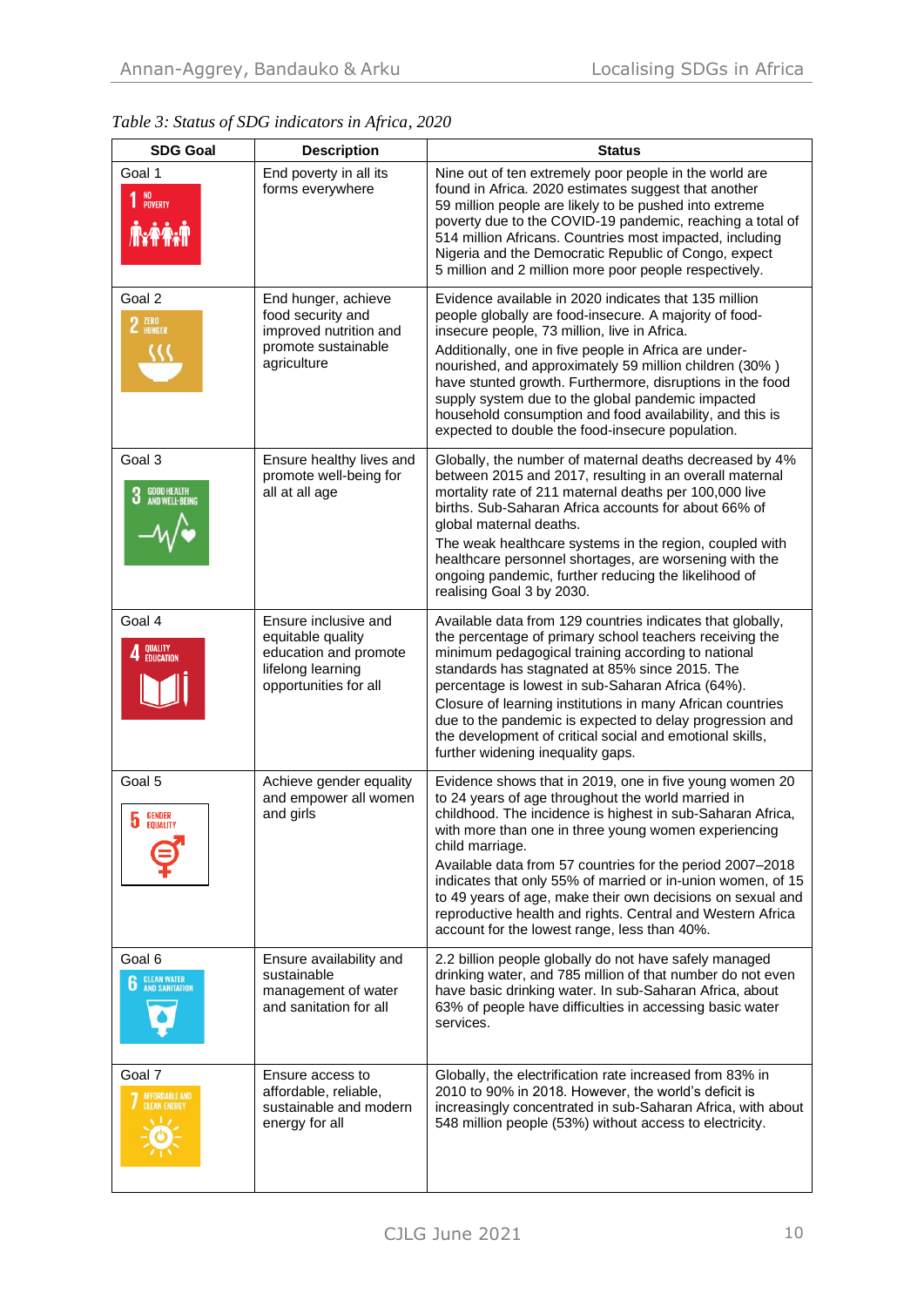*Table 3: Status of SDG indicators in Africa, 2020*

| SDG Goal | Description | Status |
|---|---|---|
| Goal 1 | End poverty in all its forms everywhere | Nine out of ten extremely poor people in the world are found in Africa. 2020 estimates suggest that another 59 million people are likely to be pushed into extreme poverty due to the COVID-19 pandemic, reaching a total of 514 million Africans. Countries most impacted, including Nigeria and the Democratic Republic of Congo, expect 5 million and 2 million more poor people respectively. |
| Goal 2 | End hunger, achieve food security and improved nutrition and promote sustainable agriculture | Evidence available in 2020 indicates that 135 million people globally are food-insecure. A majority of food-insecure people, 73 million, live in Africa.<br>Additionally, one in five people in Africa are under-nourished, and approximately 59 million children (30% ) have stunted growth. Furthermore, disruptions in the food supply system due to the global pandemic impacted household consumption and food availability, and this is expected to double the food-insecure population. |
| Goal 3 | Ensure healthy lives and promote well-being for all at all age | Globally, the number of maternal deaths decreased by 4% between 2015 and 2017, resulting in an overall maternal mortality rate of 211 maternal deaths per 100,000 live births. Sub-Saharan Africa accounts for about 66% of global maternal deaths.<br>The weak healthcare systems in the region, coupled with healthcare personnel shortages, are worsening with the ongoing pandemic, further reducing the likelihood of realising Goal 3 by 2030. |
| Goal 4 | Ensure inclusive and equitable quality education and promote lifelong learning opportunities for all | Available data from 129 countries indicates that globally, the percentage of primary school teachers receiving the minimum pedagogical training according to national standards has stagnated at 85% since 2015. The percentage is lowest in sub-Saharan Africa (64%).<br>Closure of learning institutions in many African countries due to the pandemic is expected to delay progression and the development of critical social and emotional skills, further widening inequality gaps. |
| Goal 5 | Achieve gender equality and empower all women and girls | Evidence shows that in 2019, one in five young women 20 to 24 years of age throughout the world married in childhood. The incidence is highest in sub-Saharan Africa, with more than one in three young women experiencing child marriage.<br>Available data from 57 countries for the period 2007–2018 indicates that only 55% of married or in-union women, of 15 to 49 years of age, make their own decisions on sexual and reproductive health and rights. Central and Western Africa account for the lowest range, less than 40%. |
| Goal 6 | Ensure availability and sustainable management of water and sanitation for all | 2.2 billion people globally do not have safely managed drinking water, and 785 million of that number do not even have basic drinking water. In sub-Saharan Africa, about 63% of people have difficulties in accessing basic water services. |
| Goal 7 | Ensure access to affordable, reliable, sustainable and modern energy for all | Globally, the electrification rate increased from 83% in 2010 to 90% in 2018. However, the world's deficit is increasingly concentrated in sub-Saharan Africa, with about 548 million people (53%) without access to electricity. |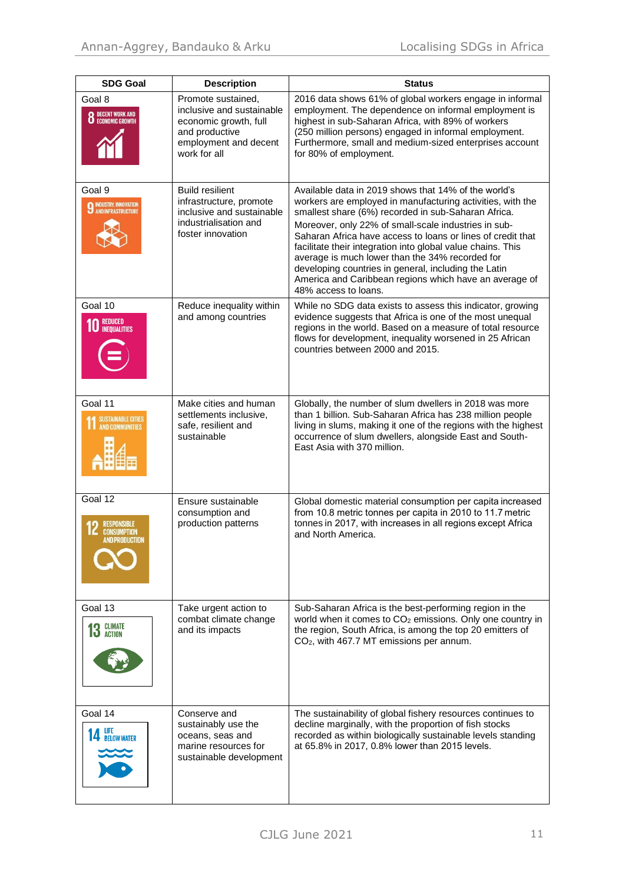| SDG Goal | Description | Status |
|---|---|---|
| Goal 8 | Promote sustained, inclusive and sustainable economic growth, full and productive employment and decent work for all | 2016 data shows 61% of global workers engage in informal employment. The dependence on informal employment is highest in sub-Saharan Africa, with 89% of workers (250 million persons) engaged in informal employment. Furthermore, small and medium-sized enterprises account for 80% of employment. |
| Goal 9 | Build resilient infrastructure, promote inclusive and sustainable industrialisation and foster innovation | Available data in 2019 shows that 14% of the world's workers are employed in manufacturing activities, with the smallest share (6%) recorded in sub-Saharan Africa. Moreover, only 22% of small-scale industries in sub-Saharan Africa have access to loans or lines of credit that facilitate their integration into global value chains. This average is much lower than the 34% recorded for developing countries in general, including the Latin America and Caribbean regions which have an average of 48% access to loans. |
| Goal 10 | Reduce inequality within and among countries | While no SDG data exists to assess this indicator, growing evidence suggests that Africa is one of the most unequal regions in the world. Based on a measure of total resource flows for development, inequality worsened in 25 African countries between 2000 and 2015. |
| Goal 11 | Make cities and human settlements inclusive, safe, resilient and sustainable | Globally, the number of slum dwellers in 2018 was more than 1 billion. Sub-Saharan Africa has 238 million people living in slums, making it one of the regions with the highest occurrence of slum dwellers, alongside East and South-East Asia with 370 million. |
| Goal 12 | Ensure sustainable consumption and production patterns | Global domestic material consumption per capita increased from 10.8 metric tonnes per capita in 2010 to 11.7 metric tonnes in 2017, with increases in all regions except Africa and North America. |
| Goal 13 | Take urgent action to combat climate change and its impacts | Sub-Saharan Africa is the best-performing region in the world when it comes to $CO_2$ emissions. Only one country in the region, South Africa, is among the top 20 emitters of $CO_2$, with 467.7 MT emissions per annum. |
| Goal 14 | Conserve and sustainably use the oceans, seas and marine resources for sustainable development | The sustainability of global fishery resources continues to decline marginally, with the proportion of fish stocks recorded as within biologically sustainable levels standing at 65.8% in 2017, 0.8% lower than 2015 levels. |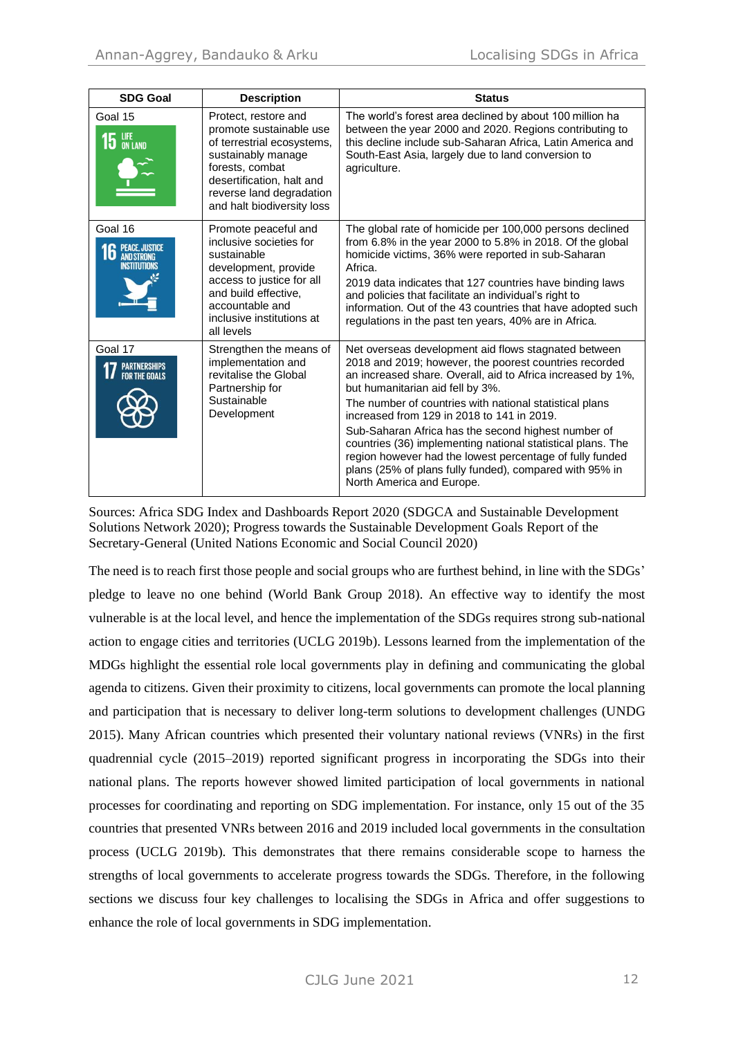| SDG Goal | Description | Status |
| --- | --- | --- |
| Goal 15 | Protect, restore and promote sustainable use of terrestrial ecosystems, sustainably manage forests, combat desertification, halt and reverse land degradation and halt biodiversity loss | The world's forest area declined by about 100 million ha between the year 2000 and 2020. Regions contributing to this decline include sub-Saharan Africa, Latin America and South-East Asia, largely due to land conversion to agriculture. |
| Goal 16 | Promote peaceful and inclusive societies for sustainable development, provide access to justice for all and build effective, accountable and inclusive institutions at all levels | The global rate of homicide per 100,000 persons declined from 6.8% in the year 2000 to 5.8% in 2018. Of the global homicide victims, 36% were reported in sub-Saharan Africa.<br>2019 data indicates that 127 countries have binding laws and policies that facilitate an individual's right to information. Out of the 43 countries that have adopted such regulations in the past ten years, 40% are in Africa. |
| Goal 17 | Strengthen the means of implementation and revitalise the Global Partnership for Sustainable Development | Net overseas development aid flows stagnated between 2018 and 2019; however, the poorest countries recorded an increased share. Overall, aid to Africa increased by 1%, but humanitarian aid fell by 3%.<br>The number of countries with national statistical plans increased from 129 in 2018 to 141 in 2019.<br>Sub-Saharan Africa has the second highest number of countries (36) implementing national statistical plans. The region however had the lowest percentage of fully funded plans (25% of plans fully funded), compared with 95% in North America and Europe. |

Sources: Africa SDG Index and Dashboards Report 2020 (SDGCA and Sustainable Development Solutions Network 2020); Progress towards the Sustainable Development Goals Report of the Secretary-General (United Nations Economic and Social Council 2020)

The need is to reach first those people and social groups who are furthest behind, in line with the SDGs' pledge to leave no one behind (World Bank Group 2018). An effective way to identify the most vulnerable is at the local level, and hence the implementation of the SDGs requires strong sub-national action to engage cities and territories (UCLG 2019b). Lessons learned from the implementation of the MDGs highlight the essential role local governments play in defining and communicating the global agenda to citizens. Given their proximity to citizens, local governments can promote the local planning and participation that is necessary to deliver long-term solutions to development challenges (UNDG 2015). Many African countries which presented their voluntary national reviews (VNRs) in the first quadrennial cycle (2015–2019) reported significant progress in incorporating the SDGs into their national plans. The reports however showed limited participation of local governments in national processes for coordinating and reporting on SDG implementation. For instance, only 15 out of the 35 countries that presented VNRs between 2016 and 2019 included local governments in the consultation process (UCLG 2019b). This demonstrates that there remains considerable scope to harness the strengths of local governments to accelerate progress towards the SDGs. Therefore, in the following sections we discuss four key challenges to localising the SDGs in Africa and offer suggestions to enhance the role of local governments in SDG implementation.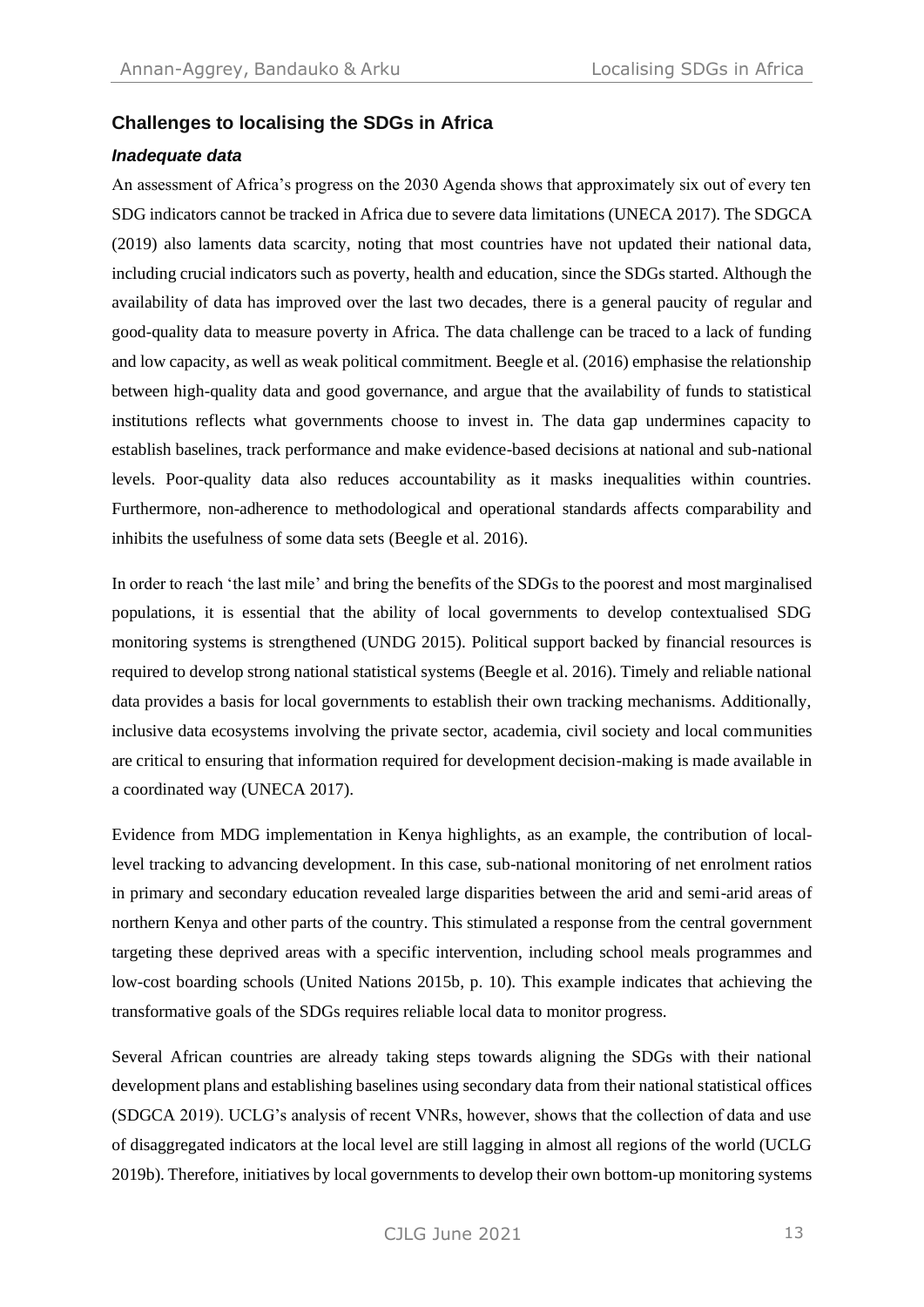## Challenges to localising the SDGs in Africa

### *Inadequate data*

An assessment of Africa's progress on the 2030 Agenda shows that approximately six out of every ten SDG indicators cannot be tracked in Africa due to severe data limitations (UNECA 2017). The SDGCA (2019) also laments data scarcity, noting that most countries have not updated their national data, including crucial indicators such as poverty, health and education, since the SDGs started. Although the availability of data has improved over the last two decades, there is a general paucity of regular and good-quality data to measure poverty in Africa. The data challenge can be traced to a lack of funding and low capacity, as well as weak political commitment. Beegle et al. (2016) emphasise the relationship between high-quality data and good governance, and argue that the availability of funds to statistical institutions reflects what governments choose to invest in. The data gap undermines capacity to establish baselines, track performance and make evidence-based decisions at national and sub-national levels. Poor-quality data also reduces accountability as it masks inequalities within countries. Furthermore, non-adherence to methodological and operational standards affects comparability and inhibits the usefulness of some data sets (Beegle et al. 2016).

In order to reach 'the last mile' and bring the benefits of the SDGs to the poorest and most marginalised populations, it is essential that the ability of local governments to develop contextualised SDG monitoring systems is strengthened (UNDG 2015). Political support backed by financial resources is required to develop strong national statistical systems (Beegle et al. 2016). Timely and reliable national data provides a basis for local governments to establish their own tracking mechanisms. Additionally, inclusive data ecosystems involving the private sector, academia, civil society and local communities are critical to ensuring that information required for development decision-making is made available in a coordinated way (UNECA 2017).

Evidence from MDG implementation in Kenya highlights, as an example, the contribution of local-level tracking to advancing development. In this case, sub-national monitoring of net enrolment ratios in primary and secondary education revealed large disparities between the arid and semi-arid areas of northern Kenya and other parts of the country. This stimulated a response from the central government targeting these deprived areas with a specific intervention, including school meals programmes and low-cost boarding schools (United Nations 2015b, p. 10). This example indicates that achieving the transformative goals of the SDGs requires reliable local data to monitor progress.

Several African countries are already taking steps towards aligning the SDGs with their national development plans and establishing baselines using secondary data from their national statistical offices (SDGCA 2019). UCLG's analysis of recent VNRs, however, shows that the collection of data and use of disaggregated indicators at the local level are still lagging in almost all regions of the world (UCLG 2019b). Therefore, initiatives by local governments to develop their own bottom-up monitoring systems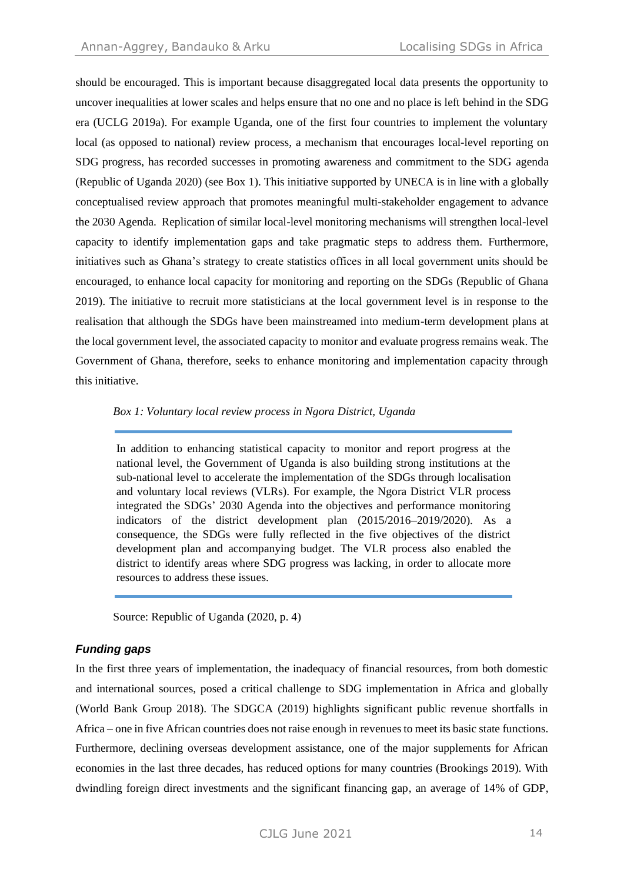should be encouraged. This is important because disaggregated local data presents the opportunity to uncover inequalities at lower scales and helps ensure that no one and no place is left behind in the SDG era (UCLG 2019a). For example Uganda, one of the first four countries to implement the voluntary local (as opposed to national) review process, a mechanism that encourages local-level reporting on SDG progress, has recorded successes in promoting awareness and commitment to the SDG agenda (Republic of Uganda 2020) (see Box 1). This initiative supported by UNECA is in line with a globally conceptualised review approach that promotes meaningful multi-stakeholder engagement to advance the 2030 Agenda. Replication of similar local-level monitoring mechanisms will strengthen local-level capacity to identify implementation gaps and take pragmatic steps to address them. Furthermore, initiatives such as Ghana's strategy to create statistics offices in all local government units should be encouraged, to enhance local capacity for monitoring and reporting on the SDGs (Republic of Ghana 2019). The initiative to recruit more statisticians at the local government level is in response to the realisation that although the SDGs have been mainstreamed into medium-term development plans at the local government level, the associated capacity to monitor and evaluate progress remains weak. The Government of Ghana, therefore, seeks to enhance monitoring and implementation capacity through this initiative.

*Box 1: Voluntary local review process in Ngora District, Uganda*

> In addition to enhancing statistical capacity to monitor and report progress at the national level, the Government of Uganda is also building strong institutions at the sub-national level to accelerate the implementation of the SDGs through localisation and voluntary local reviews (VLRs). For example, the Ngora District VLR process integrated the SDGs' 2030 Agenda into the objectives and performance monitoring indicators of the district development plan (2015/2016–2019/2020). As a consequence, the SDGs were fully reflected in the five objectives of the district development plan and accompanying budget. The VLR process also enabled the district to identify areas where SDG progress was lacking, in order to allocate more resources to address these issues.

Source: Republic of Uganda (2020, p. 4)

### ***Funding gaps***

In the first three years of implementation, the inadequacy of financial resources, from both domestic and international sources, posed a critical challenge to SDG implementation in Africa and globally (World Bank Group 2018). The SDGCA (2019) highlights significant public revenue shortfalls in Africa – one in five African countries does not raise enough in revenues to meet its basic state functions. Furthermore, declining overseas development assistance, one of the major supplements for African economies in the last three decades, has reduced options for many countries (Brookings 2019). With dwindling foreign direct investments and the significant financing gap, an average of 14% of GDP,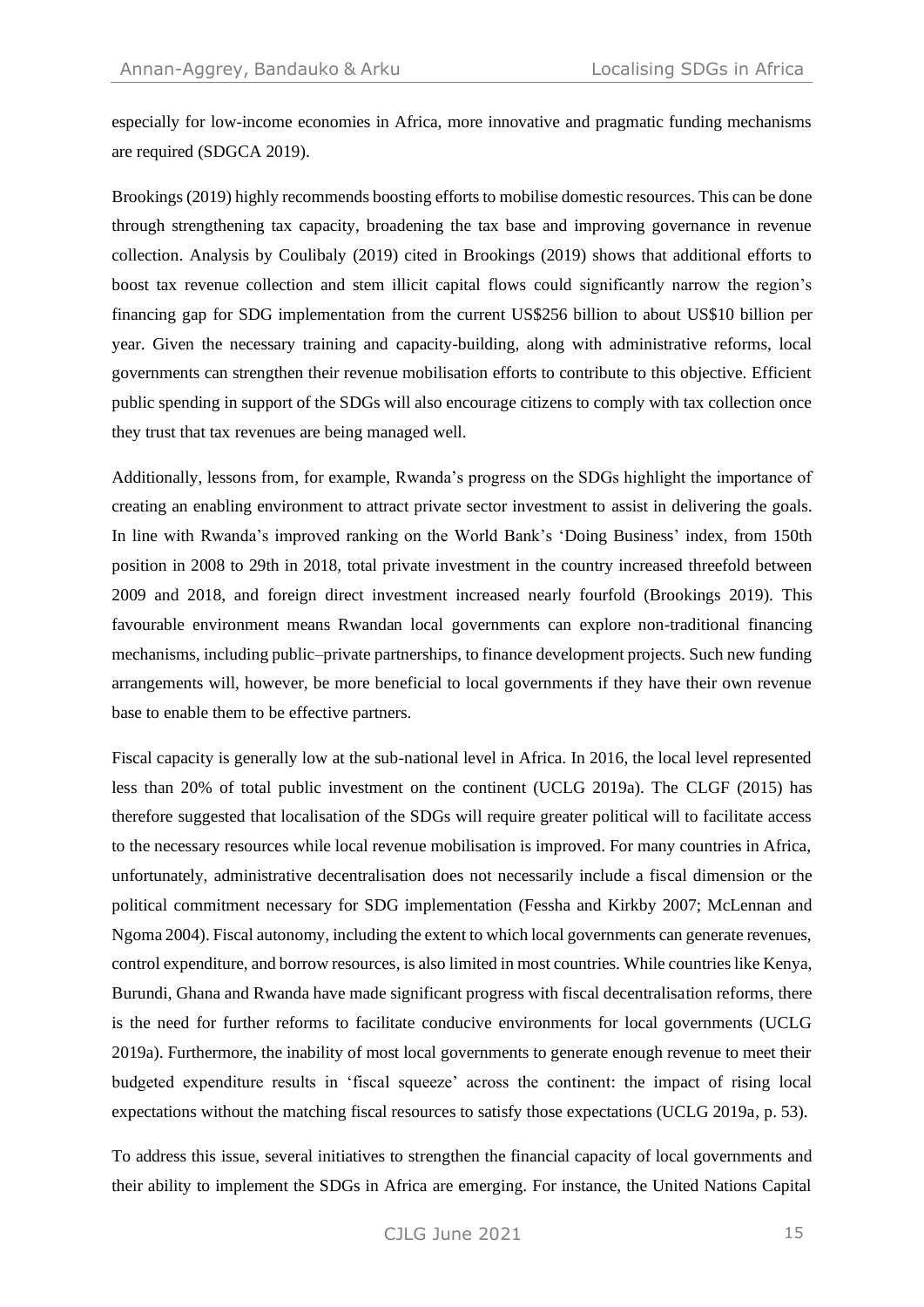especially for low-income economies in Africa, more innovative and pragmatic funding mechanisms are required (SDGCA 2019).

Brookings (2019) highly recommends boosting efforts to mobilise domestic resources. This can be done through strengthening tax capacity, broadening the tax base and improving governance in revenue collection. Analysis by Coulibaly (2019) cited in Brookings (2019) shows that additional efforts to boost tax revenue collection and stem illicit capital flows could significantly narrow the region's financing gap for SDG implementation from the current US$256 billion to about US$10 billion per year. Given the necessary training and capacity-building, along with administrative reforms, local governments can strengthen their revenue mobilisation efforts to contribute to this objective. Efficient public spending in support of the SDGs will also encourage citizens to comply with tax collection once they trust that tax revenues are being managed well.

Additionally, lessons from, for example, Rwanda's progress on the SDGs highlight the importance of creating an enabling environment to attract private sector investment to assist in delivering the goals. In line with Rwanda's improved ranking on the World Bank's 'Doing Business' index, from 150th position in 2008 to 29th in 2018, total private investment in the country increased threefold between 2009 and 2018, and foreign direct investment increased nearly fourfold (Brookings 2019). This favourable environment means Rwandan local governments can explore non-traditional financing mechanisms, including public–private partnerships, to finance development projects. Such new funding arrangements will, however, be more beneficial to local governments if they have their own revenue base to enable them to be effective partners.

Fiscal capacity is generally low at the sub-national level in Africa. In 2016, the local level represented less than 20% of total public investment on the continent (UCLG 2019a). The CLGF (2015) has therefore suggested that localisation of the SDGs will require greater political will to facilitate access to the necessary resources while local revenue mobilisation is improved. For many countries in Africa, unfortunately, administrative decentralisation does not necessarily include a fiscal dimension or the political commitment necessary for SDG implementation (Fessha and Kirkby 2007; McLennan and Ngoma 2004). Fiscal autonomy, including the extent to which local governments can generate revenues, control expenditure, and borrow resources, is also limited in most countries. While countries like Kenya, Burundi, Ghana and Rwanda have made significant progress with fiscal decentralisation reforms, there is the need for further reforms to facilitate conducive environments for local governments (UCLG 2019a). Furthermore, the inability of most local governments to generate enough revenue to meet their budgeted expenditure results in 'fiscal squeeze' across the continent: the impact of rising local expectations without the matching fiscal resources to satisfy those expectations (UCLG 2019a, p. 53).

To address this issue, several initiatives to strengthen the financial capacity of local governments and their ability to implement the SDGs in Africa are emerging. For instance, the United Nations Capital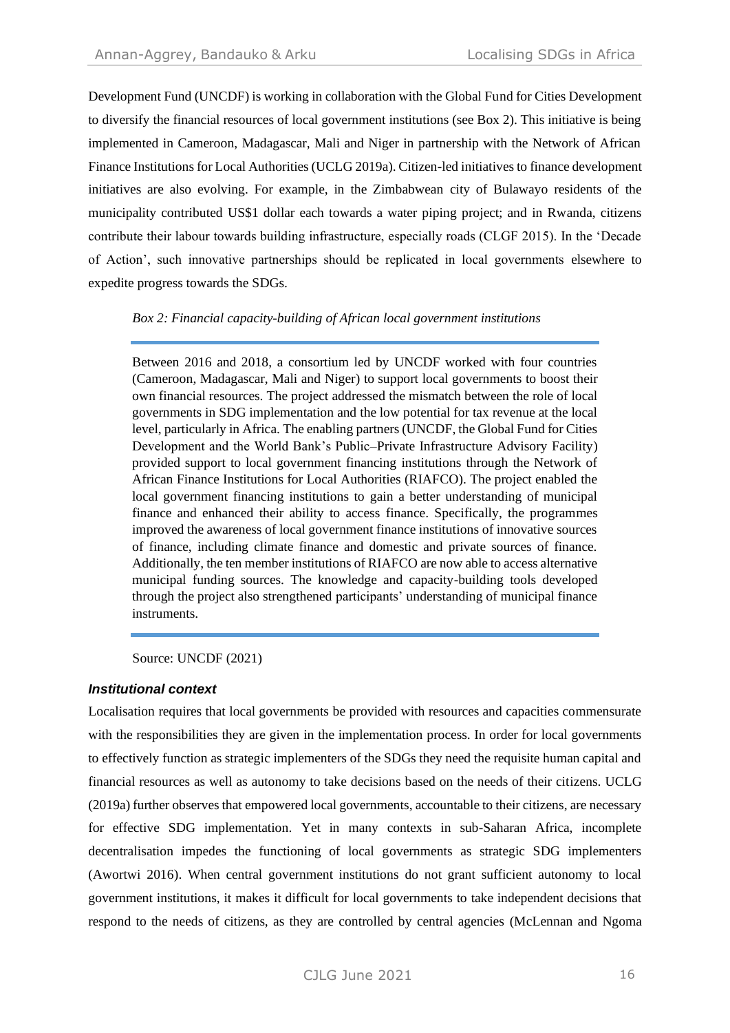Development Fund (UNCDF) is working in collaboration with the Global Fund for Cities Development to diversify the financial resources of local government institutions (see Box 2). This initiative is being implemented in Cameroon, Madagascar, Mali and Niger in partnership with the Network of African Finance Institutions for Local Authorities (UCLG 2019a). Citizen-led initiatives to finance development initiatives are also evolving. For example, in the Zimbabwean city of Bulawayo residents of the municipality contributed US$1 dollar each towards a water piping project; and in Rwanda, citizens contribute their labour towards building infrastructure, especially roads (CLGF 2015). In the 'Decade of Action', such innovative partnerships should be replicated in local governments elsewhere to expedite progress towards the SDGs.

*Box 2: Financial capacity-building of African local government institutions*

> Between 2016 and 2018, a consortium led by UNCDF worked with four countries (Cameroon, Madagascar, Mali and Niger) to support local governments to boost their own financial resources. The project addressed the mismatch between the role of local governments in SDG implementation and the low potential for tax revenue at the local level, particularly in Africa. The enabling partners (UNCDF, the Global Fund for Cities Development and the World Bank's Public–Private Infrastructure Advisory Facility) provided support to local government financing institutions through the Network of African Finance Institutions for Local Authorities (RIAFCO). The project enabled the local government financing institutions to gain a better understanding of municipal finance and enhanced their ability to access finance. Specifically, the programmes improved the awareness of local government finance institutions of innovative sources of finance, including climate finance and domestic and private sources of finance. Additionally, the ten member institutions of RIAFCO are now able to access alternative municipal funding sources. The knowledge and capacity-building tools developed through the project also strengthened participants' understanding of municipal finance instruments.

Source: UNCDF (2021)

### ***Institutional context***

Localisation requires that local governments be provided with resources and capacities commensurate with the responsibilities they are given in the implementation process. In order for local governments to effectively function as strategic implementers of the SDGs they need the requisite human capital and financial resources as well as autonomy to take decisions based on the needs of their citizens. UCLG (2019a) further observes that empowered local governments, accountable to their citizens, are necessary for effective SDG implementation. Yet in many contexts in sub-Saharan Africa, incomplete decentralisation impedes the functioning of local governments as strategic SDG implementers (Awortwi 2016). When central government institutions do not grant sufficient autonomy to local government institutions, it makes it difficult for local governments to take independent decisions that respond to the needs of citizens, as they are controlled by central agencies (McLennan and Ngoma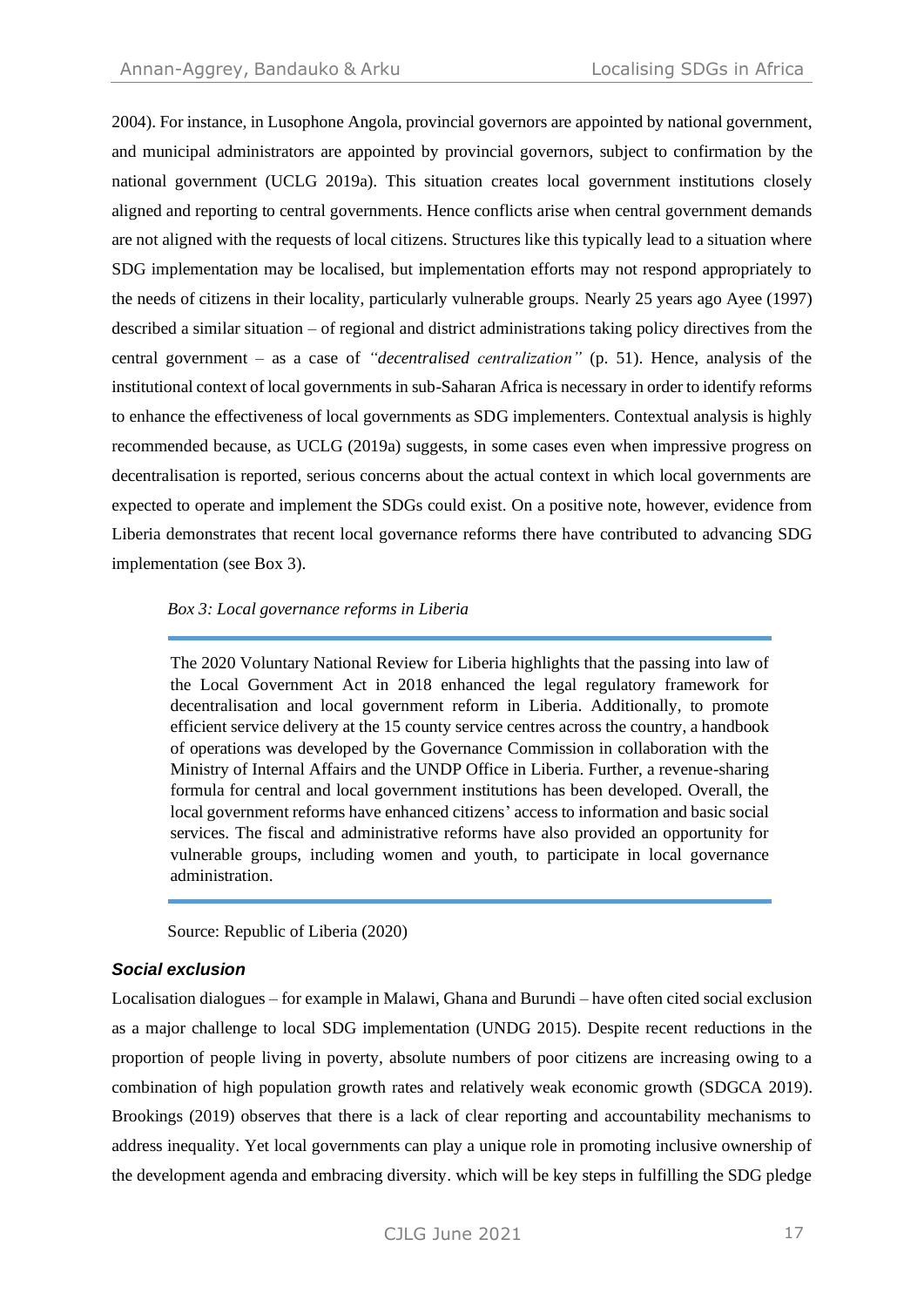2004). For instance, in Lusophone Angola, provincial governors are appointed by national government, and municipal administrators are appointed by provincial governors, subject to confirmation by the national government (UCLG 2019a). This situation creates local government institutions closely aligned and reporting to central governments. Hence conflicts arise when central government demands are not aligned with the requests of local citizens. Structures like this typically lead to a situation where SDG implementation may be localised, but implementation efforts may not respond appropriately to the needs of citizens in their locality, particularly vulnerable groups. Nearly 25 years ago Ayee (1997) described a similar situation – of regional and district administrations taking policy directives from the central government – as a case of *"decentralised centralization"* (p. 51). Hence, analysis of the institutional context of local governments in sub-Saharan Africa is necessary in order to identify reforms to enhance the effectiveness of local governments as SDG implementers. Contextual analysis is highly recommended because, as UCLG (2019a) suggests, in some cases even when impressive progress on decentralisation is reported, serious concerns about the actual context in which local governments are expected to operate and implement the SDGs could exist. On a positive note, however, evidence from Liberia demonstrates that recent local governance reforms there have contributed to advancing SDG implementation (see Box 3).

*Box 3: Local governance reforms in Liberia*

> The 2020 Voluntary National Review for Liberia highlights that the passing into law of the Local Government Act in 2018 enhanced the legal regulatory framework for decentralisation and local government reform in Liberia. Additionally, to promote efficient service delivery at the 15 county service centres across the country, a handbook of operations was developed by the Governance Commission in collaboration with the Ministry of Internal Affairs and the UNDP Office in Liberia. Further, a revenue-sharing formula for central and local government institutions has been developed. Overall, the local government reforms have enhanced citizens' access to information and basic social services. The fiscal and administrative reforms have also provided an opportunity for vulnerable groups, including women and youth, to participate in local governance administration.

Source: Republic of Liberia (2020)

### *Social exclusion*

Localisation dialogues – for example in Malawi, Ghana and Burundi – have often cited social exclusion as a major challenge to local SDG implementation (UNDG 2015). Despite recent reductions in the proportion of people living in poverty, absolute numbers of poor citizens are increasing owing to a combination of high population growth rates and relatively weak economic growth (SDGCA 2019). Brookings (2019) observes that there is a lack of clear reporting and accountability mechanisms to address inequality. Yet local governments can play a unique role in promoting inclusive ownership of the development agenda and embracing diversity. which will be key steps in fulfilling the SDG pledge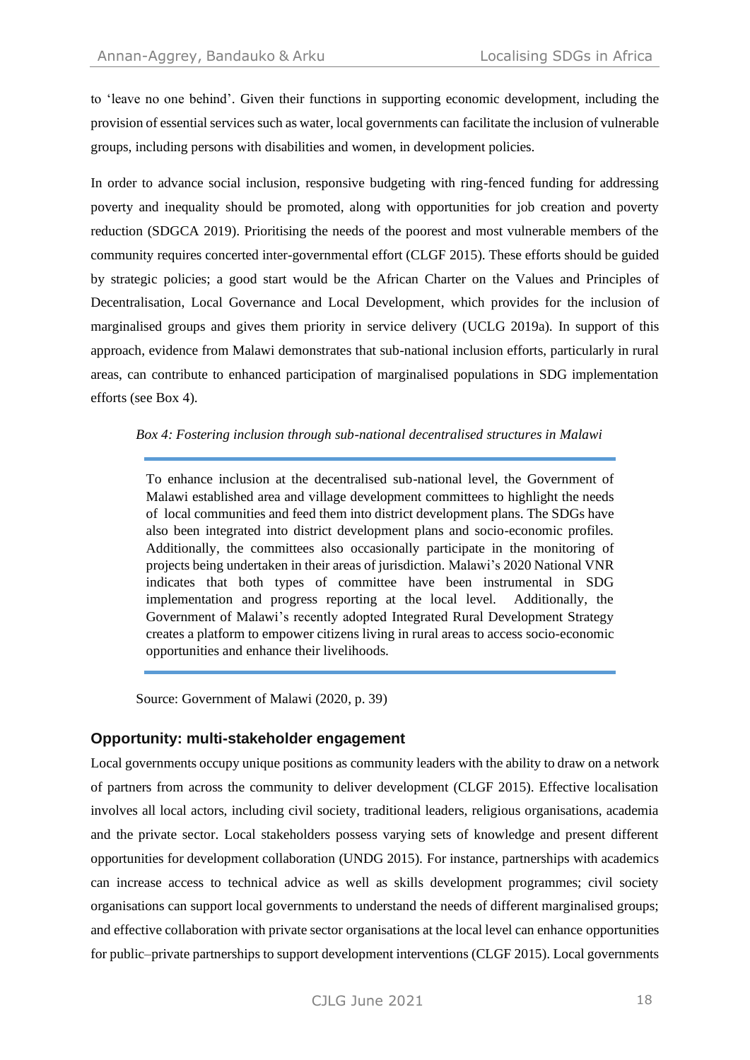to 'leave no one behind'. Given their functions in supporting economic development, including the provision of essential services such as water, local governments can facilitate the inclusion of vulnerable groups, including persons with disabilities and women, in development policies.

In order to advance social inclusion, responsive budgeting with ring-fenced funding for addressing poverty and inequality should be promoted, along with opportunities for job creation and poverty reduction (SDGCA 2019). Prioritising the needs of the poorest and most vulnerable members of the community requires concerted inter-governmental effort (CLGF 2015). These efforts should be guided by strategic policies; a good start would be the African Charter on the Values and Principles of Decentralisation, Local Governance and Local Development, which provides for the inclusion of marginalised groups and gives them priority in service delivery (UCLG 2019a). In support of this approach, evidence from Malawi demonstrates that sub-national inclusion efforts, particularly in rural areas, can contribute to enhanced participation of marginalised populations in SDG implementation efforts (see Box 4).

*Box 4: Fostering inclusion through sub-national decentralised structures in Malawi*

> To enhance inclusion at the decentralised sub-national level, the Government of Malawi established area and village development committees to highlight the needs of local communities and feed them into district development plans. The SDGs have also been integrated into district development plans and socio-economic profiles. Additionally, the committees also occasionally participate in the monitoring of projects being undertaken in their areas of jurisdiction. Malawi's 2020 National VNR indicates that both types of committee have been instrumental in SDG implementation and progress reporting at the local level. Additionally, the Government of Malawi's recently adopted Integrated Rural Development Strategy creates a platform to empower citizens living in rural areas to access socio-economic opportunities and enhance their livelihoods.

Source: Government of Malawi (2020, p. 39)

## Opportunity: multi-stakeholder engagement

Local governments occupy unique positions as community leaders with the ability to draw on a network of partners from across the community to deliver development (CLGF 2015). Effective localisation involves all local actors, including civil society, traditional leaders, religious organisations, academia and the private sector. Local stakeholders possess varying sets of knowledge and present different opportunities for development collaboration (UNDG 2015). For instance, partnerships with academics can increase access to technical advice as well as skills development programmes; civil society organisations can support local governments to understand the needs of different marginalised groups; and effective collaboration with private sector organisations at the local level can enhance opportunities for public–private partnerships to support development interventions (CLGF 2015). Local governments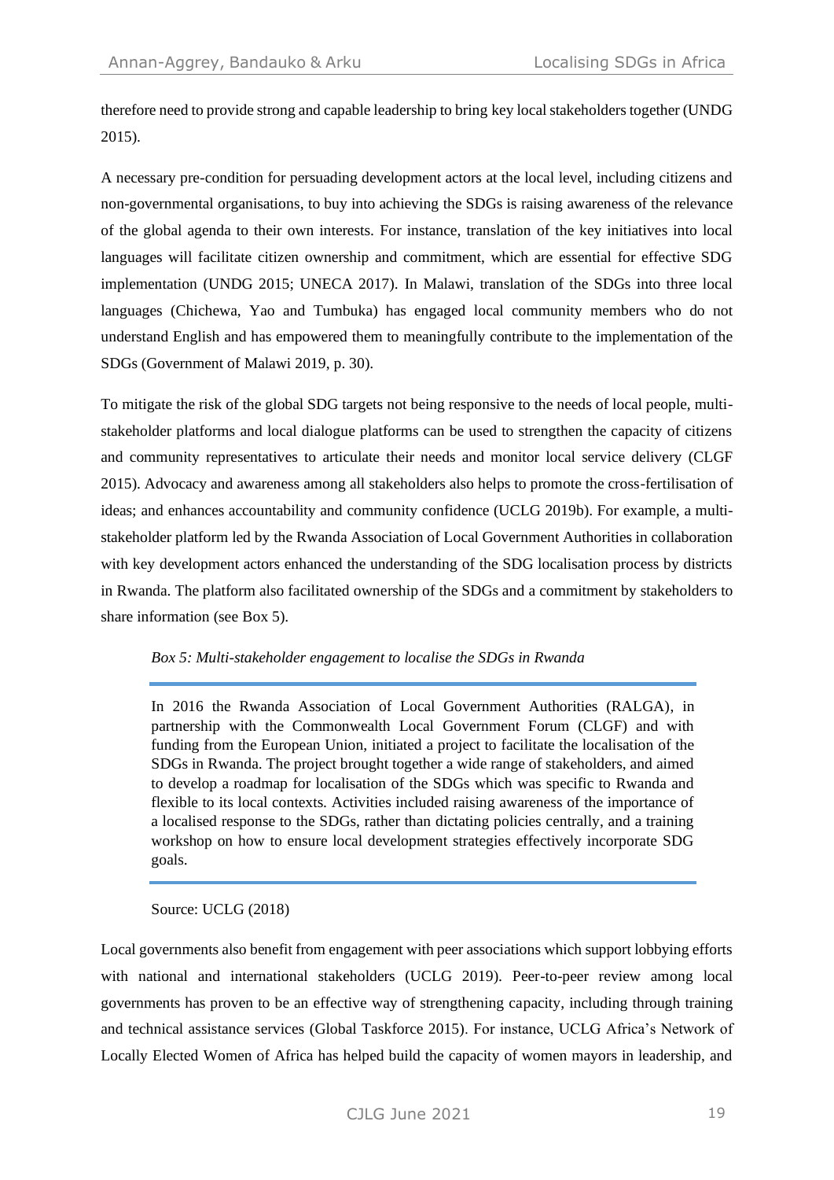therefore need to provide strong and capable leadership to bring key local stakeholders together (UNDG 2015).

A necessary pre-condition for persuading development actors at the local level, including citizens and non-governmental organisations, to buy into achieving the SDGs is raising awareness of the relevance of the global agenda to their own interests. For instance, translation of the key initiatives into local languages will facilitate citizen ownership and commitment, which are essential for effective SDG implementation (UNDG 2015; UNECA 2017). In Malawi, translation of the SDGs into three local languages (Chichewa, Yao and Tumbuka) has engaged local community members who do not understand English and has empowered them to meaningfully contribute to the implementation of the SDGs (Government of Malawi 2019, p. 30).

To mitigate the risk of the global SDG targets not being responsive to the needs of local people, multi-stakeholder platforms and local dialogue platforms can be used to strengthen the capacity of citizens and community representatives to articulate their needs and monitor local service delivery (CLGF 2015). Advocacy and awareness among all stakeholders also helps to promote the cross-fertilisation of ideas; and enhances accountability and community confidence (UCLG 2019b). For example, a multi-stakeholder platform led by the Rwanda Association of Local Government Authorities in collaboration with key development actors enhanced the understanding of the SDG localisation process by districts in Rwanda. The platform also facilitated ownership of the SDGs and a commitment by stakeholders to share information (see Box 5).

*Box 5: Multi-stakeholder engagement to localise the SDGs in Rwanda*

In 2016 the Rwanda Association of Local Government Authorities (RALGA), in partnership with the Commonwealth Local Government Forum (CLGF) and with funding from the European Union, initiated a project to facilitate the localisation of the SDGs in Rwanda. The project brought together a wide range of stakeholders, and aimed to develop a roadmap for localisation of the SDGs which was specific to Rwanda and flexible to its local contexts. Activities included raising awareness of the importance of a localised response to the SDGs, rather than dictating policies centrally, and a training workshop on how to ensure local development strategies effectively incorporate SDG goals.

Source: UCLG (2018)

Local governments also benefit from engagement with peer associations which support lobbying efforts with national and international stakeholders (UCLG 2019). Peer-to-peer review among local governments has proven to be an effective way of strengthening capacity, including through training and technical assistance services (Global Taskforce 2015). For instance, UCLG Africa's Network of Locally Elected Women of Africa has helped build the capacity of women mayors in leadership, and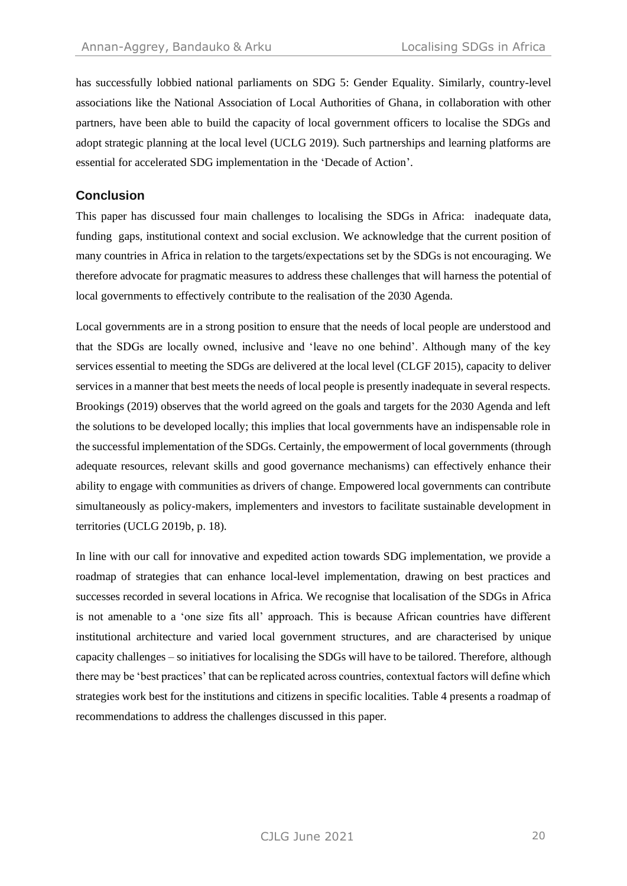has successfully lobbied national parliaments on SDG 5: Gender Equality. Similarly, country-level associations like the National Association of Local Authorities of Ghana, in collaboration with other partners, have been able to build the capacity of local government officers to localise the SDGs and adopt strategic planning at the local level (UCLG 2019). Such partnerships and learning platforms are essential for accelerated SDG implementation in the 'Decade of Action'.

## Conclusion

This paper has discussed four main challenges to localising the SDGs in Africa: inadequate data, funding gaps, institutional context and social exclusion. We acknowledge that the current position of many countries in Africa in relation to the targets/expectations set by the SDGs is not encouraging. We therefore advocate for pragmatic measures to address these challenges that will harness the potential of local governments to effectively contribute to the realisation of the 2030 Agenda.

Local governments are in a strong position to ensure that the needs of local people are understood and that the SDGs are locally owned, inclusive and 'leave no one behind'. Although many of the key services essential to meeting the SDGs are delivered at the local level (CLGF 2015), capacity to deliver services in a manner that best meets the needs of local people is presently inadequate in several respects. Brookings (2019) observes that the world agreed on the goals and targets for the 2030 Agenda and left the solutions to be developed locally; this implies that local governments have an indispensable role in the successful implementation of the SDGs. Certainly, the empowerment of local governments (through adequate resources, relevant skills and good governance mechanisms) can effectively enhance their ability to engage with communities as drivers of change. Empowered local governments can contribute simultaneously as policy-makers, implementers and investors to facilitate sustainable development in territories (UCLG 2019b, p. 18).

In line with our call for innovative and expedited action towards SDG implementation, we provide a roadmap of strategies that can enhance local-level implementation, drawing on best practices and successes recorded in several locations in Africa. We recognise that localisation of the SDGs in Africa is not amenable to a 'one size fits all' approach. This is because African countries have different institutional architecture and varied local government structures, and are characterised by unique capacity challenges – so initiatives for localising the SDGs will have to be tailored. Therefore, although there may be 'best practices' that can be replicated across countries, contextual factors will define which strategies work best for the institutions and citizens in specific localities. Table 4 presents a roadmap of recommendations to address the challenges discussed in this paper.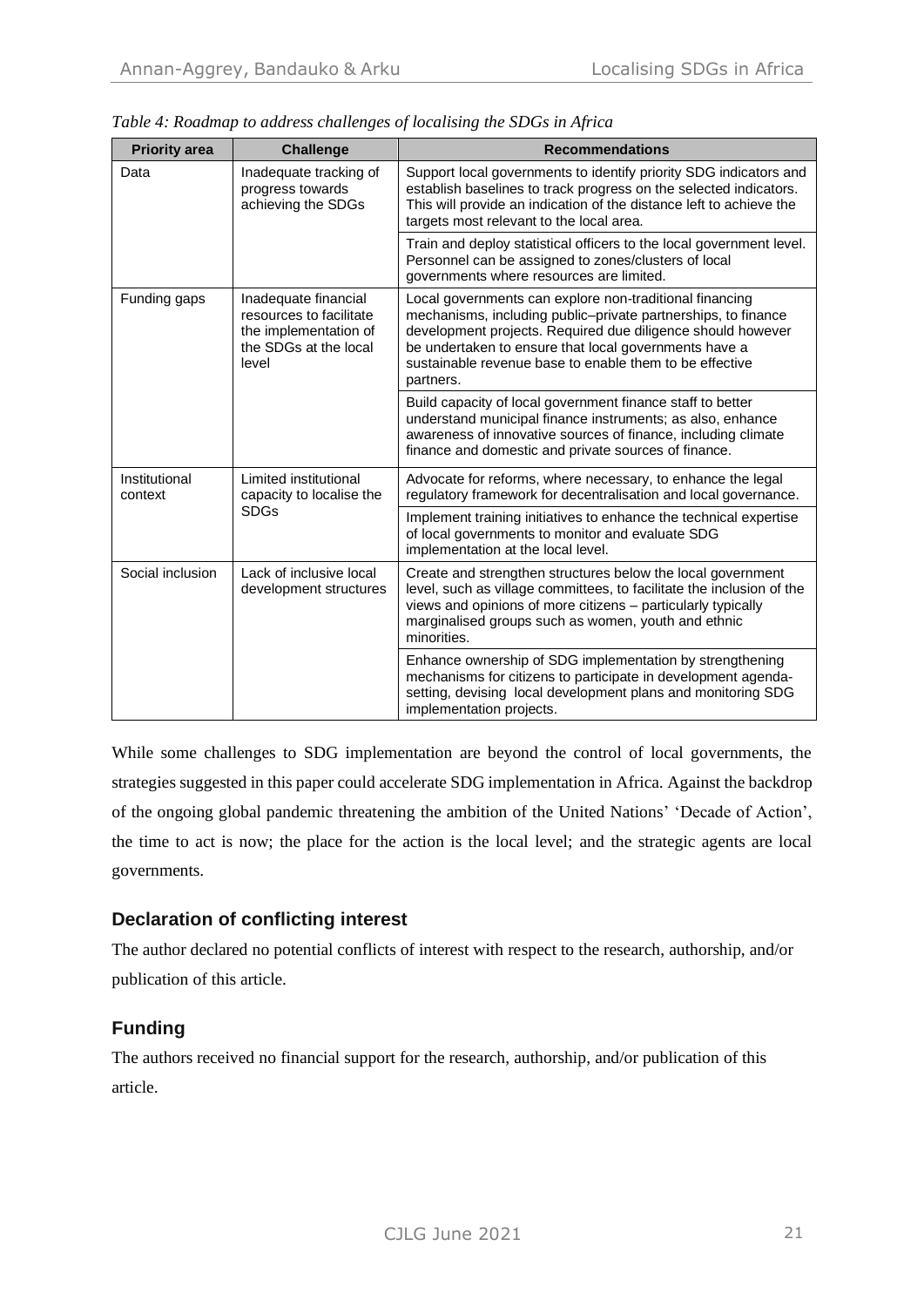*Table 4: Roadmap to address challenges of localising the SDGs in Africa*

| Priority area | Challenge | Recommendations |
|---|---|---|
| Data | Inadequate tracking of progress towards achieving the SDGs | Support local governments to identify priority SDG indicators and establish baselines to track progress on the selected indicators. This will provide an indication of the distance left to achieve the targets most relevant to the local area. |
| | | Train and deploy statistical officers to the local government level. Personnel can be assigned to zones/clusters of local governments where resources are limited. |
| Funding gaps | Inadequate financial resources to facilitate the implementation of the SDGs at the local level | Local governments can explore non-traditional financing mechanisms, including public–private partnerships, to finance development projects. Required due diligence should however be undertaken to ensure that local governments have a sustainable revenue base to enable them to be effective partners. |
| | | Build capacity of local government finance staff to better understand municipal finance instruments; as also, enhance awareness of innovative sources of finance, including climate finance and domestic and private sources of finance. |
| Institutional context | Limited institutional capacity to localise the SDGs | Advocate for reforms, where necessary, to enhance the legal regulatory framework for decentralisation and local governance. |
| | | Implement training initiatives to enhance the technical expertise of local governments to monitor and evaluate SDG implementation at the local level. |
| Social inclusion | Lack of inclusive local development structures | Create and strengthen structures below the local government level, such as village committees, to facilitate the inclusion of the views and opinions of more citizens – particularly typically marginalised groups such as women, youth and ethnic minorities. |
| | | Enhance ownership of SDG implementation by strengthening mechanisms for citizens to participate in development agenda-setting, devising local development plans and monitoring SDG implementation projects. |

While some challenges to SDG implementation are beyond the control of local governments, the strategies suggested in this paper could accelerate SDG implementation in Africa. Against the backdrop of the ongoing global pandemic threatening the ambition of the United Nations' 'Decade of Action', the time to act is now; the place for the action is the local level; and the strategic agents are local governments.

## Declaration of conflicting interest

The author declared no potential conflicts of interest with respect to the research, authorship, and/or publication of this article.

## Funding

The authors received no financial support for the research, authorship, and/or publication of this article.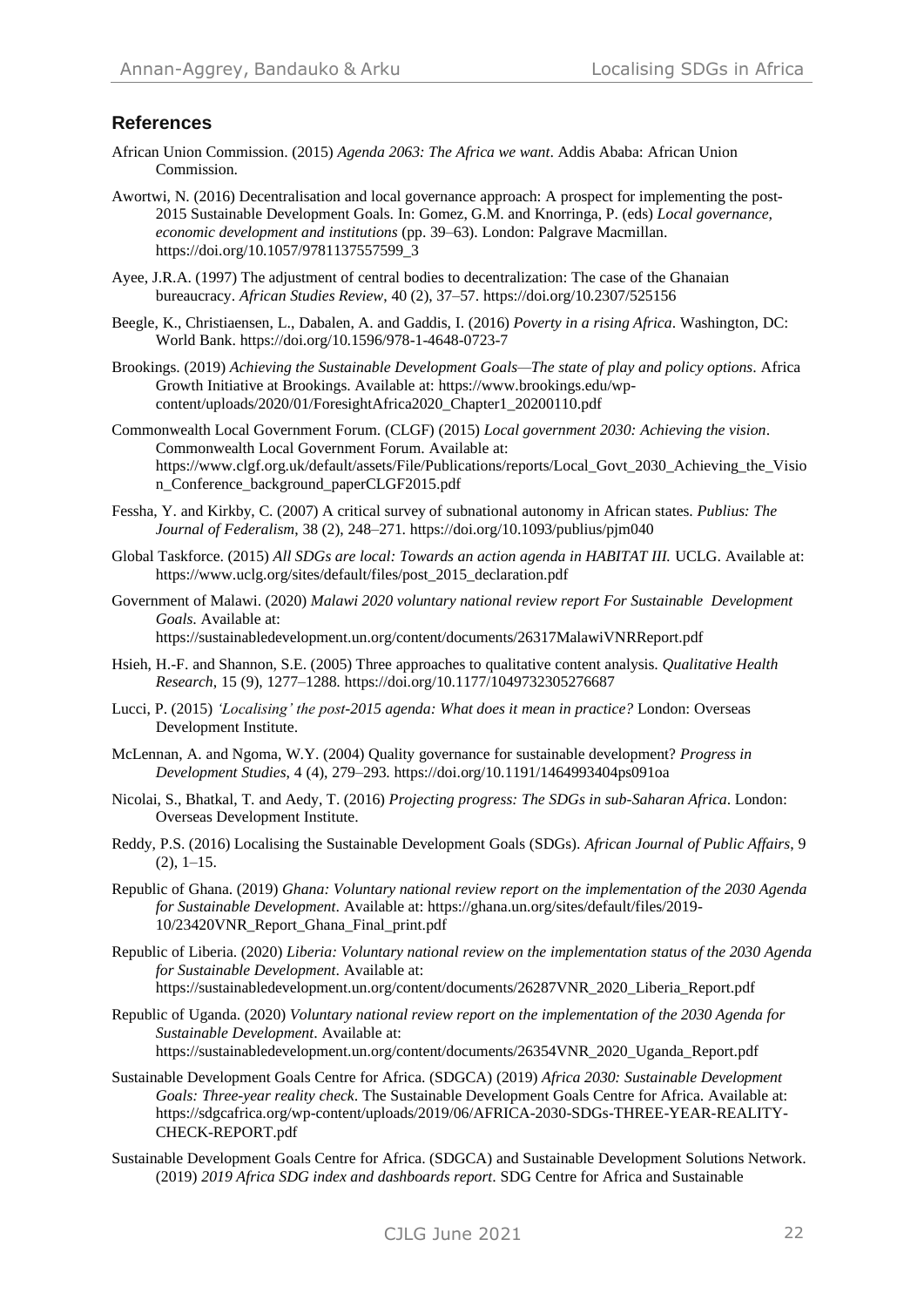## References

African Union Commission. (2015) *Agenda 2063: The Africa we want*. Addis Ababa: African Union Commission.

Awortwi, N. (2016) Decentralisation and local governance approach: A prospect for implementing the post-2015 Sustainable Development Goals. In: Gomez, G.M. and Knorringa, P. (eds) *Local governance, economic development and institutions* (pp. 39–63). London: Palgrave Macmillan. https://doi.org/10.1057/9781137557599_3

Ayee, J.R.A. (1997) The adjustment of central bodies to decentralization: The case of the Ghanaian bureaucracy. *African Studies Review*, 40 (2), 37–57. https://doi.org/10.2307/525156

Beegle, K., Christiaensen, L., Dabalen, A. and Gaddis, I. (2016) *Poverty in a rising Africa*. Washington, DC: World Bank. https://doi.org/10.1596/978-1-4648-0723-7

Brookings. (2019) *Achieving the Sustainable Development Goals—The state of play and policy options*. Africa Growth Initiative at Brookings. Available at: https://www.brookings.edu/wp-content/uploads/2020/01/ForesightAfrica2020_Chapter1_20200110.pdf

Commonwealth Local Government Forum. (CLGF) (2015) *Local government 2030: Achieving the vision*. Commonwealth Local Government Forum. Available at: https://www.clgf.org.uk/default/assets/File/Publications/reports/Local_Govt_2030_Achieving_the_Vision_Conference_background_paperCLGF2015.pdf

Fessha, Y. and Kirkby, C. (2007) A critical survey of subnational autonomy in African states. *Publius: The Journal of Federalism*, 38 (2), 248–271. https://doi.org/10.1093/publius/pjm040

Global Taskforce. (2015) *All SDGs are local: Towards an action agenda in HABITAT III.* UCLG. Available at: https://www.uclg.org/sites/default/files/post_2015_declaration.pdf

Government of Malawi. (2020) *Malawi 2020 voluntary national review report For Sustainable Development Goals.* Available at: https://sustainabledevelopment.un.org/content/documents/26317MalawiVNRReport.pdf

Hsieh, H.-F. and Shannon, S.E. (2005) Three approaches to qualitative content analysis. *Qualitative Health Research*, 15 (9), 1277–1288. https://doi.org/10.1177/1049732305276687

Lucci, P. (2015) *'Localising' the post-2015 agenda: What does it mean in practice?* London: Overseas Development Institute.

McLennan, A. and Ngoma, W.Y. (2004) Quality governance for sustainable development? *Progress in Development Studies*, 4 (4), 279–293. https://doi.org/10.1191/1464993404ps091oa

Nicolai, S., Bhatkal, T. and Aedy, T. (2016) *Projecting progress: The SDGs in sub-Saharan Africa*. London: Overseas Development Institute.

Reddy, P.S. (2016) Localising the Sustainable Development Goals (SDGs). *African Journal of Public Affairs*, 9 (2), 1–15.

Republic of Ghana. (2019) *Ghana: Voluntary national review report on the implementation of the 2030 Agenda for Sustainable Development*. Available at: https://ghana.un.org/sites/default/files/2019-10/23420VNR_Report_Ghana_Final_print.pdf

Republic of Liberia. (2020) *Liberia: Voluntary national review on the implementation status of the 2030 Agenda for Sustainable Development*. Available at: https://sustainabledevelopment.un.org/content/documents/26287VNR_2020_Liberia_Report.pdf

Republic of Uganda. (2020) *Voluntary national review report on the implementation of the 2030 Agenda for Sustainable Development*. Available at: https://sustainabledevelopment.un.org/content/documents/26354VNR_2020_Uganda_Report.pdf

Sustainable Development Goals Centre for Africa. (SDGCA) (2019) *Africa 2030: Sustainable Development Goals: Three-year reality check*. The Sustainable Development Goals Centre for Africa. Available at: https://sdgcafrica.org/wp-content/uploads/2019/06/AFRICA-2030-SDGs-THREE-YEAR-REALITY-CHECK-REPORT.pdf

Sustainable Development Goals Centre for Africa. (SDGCA) and Sustainable Development Solutions Network. (2019) *2019 Africa SDG index and dashboards report*. SDG Centre for Africa and Sustainable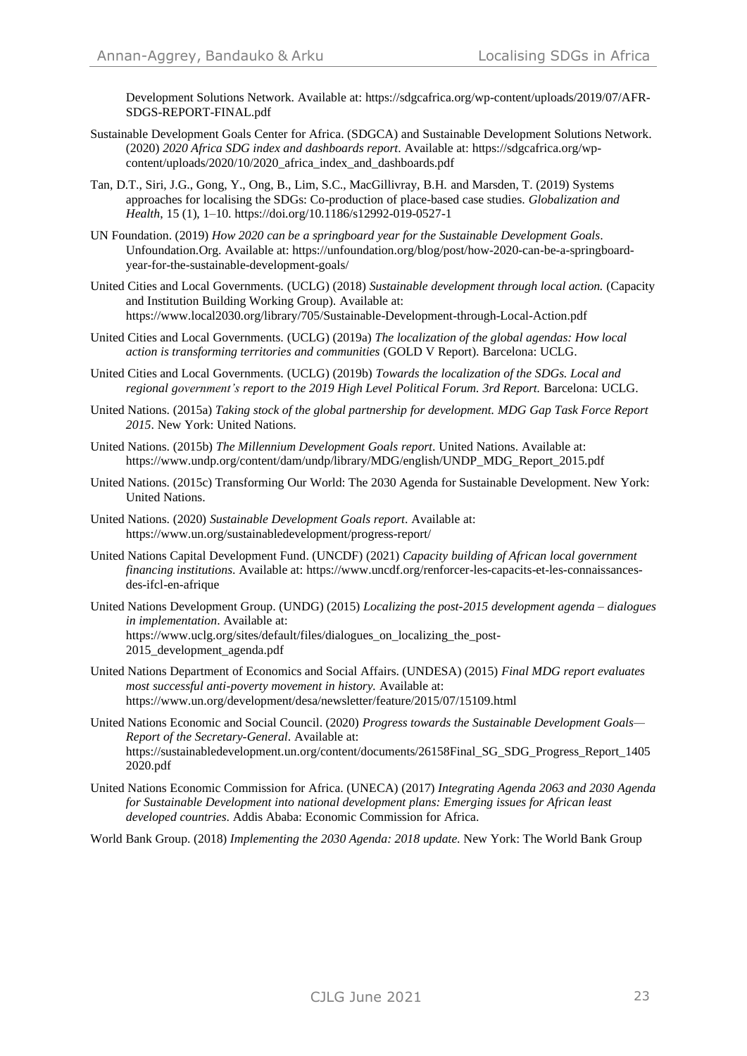Development Solutions Network. Available at: https://sdgcafrica.org/wp-content/uploads/2019/07/AFR-SDGS-REPORT-FINAL.pdf

Sustainable Development Goals Center for Africa. (SDGCA) and Sustainable Development Solutions Network. (2020) *2020 Africa SDG index and dashboards report*. Available at: https://sdgcafrica.org/wp-content/uploads/2020/10/2020_africa_index_and_dashboards.pdf

Tan, D.T., Siri, J.G., Gong, Y., Ong, B., Lim, S.C., MacGillivray, B.H. and Marsden, T. (2019) Systems approaches for localising the SDGs: Co-production of place-based case studies. *Globalization and Health*, 15 (1), 1–10. https://doi.org/10.1186/s12992-019-0527-1

UN Foundation. (2019) *How 2020 can be a springboard year for the Sustainable Development Goals*. Unfoundation.Org. Available at: https://unfoundation.org/blog/post/how-2020-can-be-a-springboard-year-for-the-sustainable-development-goals/

United Cities and Local Governments. (UCLG) (2018) *Sustainable development through local action.* (Capacity and Institution Building Working Group). Available at: https://www.local2030.org/library/705/Sustainable-Development-through-Local-Action.pdf

United Cities and Local Governments. (UCLG) (2019a) *The localization of the global agendas: How local action is transforming territories and communities* (GOLD V Report). Barcelona: UCLG.

United Cities and Local Governments. (UCLG) (2019b) *Towards the localization of the SDGs. Local and regional government's report to the 2019 High Level Political Forum. 3rd Report.* Barcelona: UCLG.

United Nations. (2015a) *Taking stock of the global partnership for development. MDG Gap Task Force Report 2015*. New York: United Nations.

United Nations. (2015b) *The Millennium Development Goals report*. United Nations. Available at: https://www.undp.org/content/dam/undp/library/MDG/english/UNDP_MDG_Report_2015.pdf

United Nations. (2015c) Transforming Our World: The 2030 Agenda for Sustainable Development. New York: United Nations.

United Nations. (2020) *Sustainable Development Goals report*. Available at: https://www.un.org/sustainabledevelopment/progress-report/

United Nations Capital Development Fund. (UNCDF) (2021) *Capacity building of African local government financing institutions*. Available at: https://www.uncdf.org/renforcer-les-capacits-et-les-connaissances-des-ifcl-en-afrique

United Nations Development Group. (UNDG) (2015) *Localizing the post-2015 development agenda – dialogues in implementation*. Available at: https://www.uclg.org/sites/default/files/dialogues_on_localizing_the_post-2015_development_agenda.pdf

United Nations Department of Economics and Social Affairs. (UNDESA) (2015) *Final MDG report evaluates most successful anti-poverty movement in history.* Available at: https://www.un.org/development/desa/newsletter/feature/2015/07/15109.html

United Nations Economic and Social Council. (2020) *Progress towards the Sustainable Development Goals—Report of the Secretary-General*. Available at: https://sustainabledevelopment.un.org/content/documents/26158Final_SG_SDG_Progress_Report_14052020.pdf

United Nations Economic Commission for Africa. (UNECA) (2017) *Integrating Agenda 2063 and 2030 Agenda for Sustainable Development into national development plans: Emerging issues for African least developed countries*. Addis Ababa: Economic Commission for Africa.

World Bank Group. (2018) *Implementing the 2030 Agenda: 2018 update.* New York: The World Bank Group